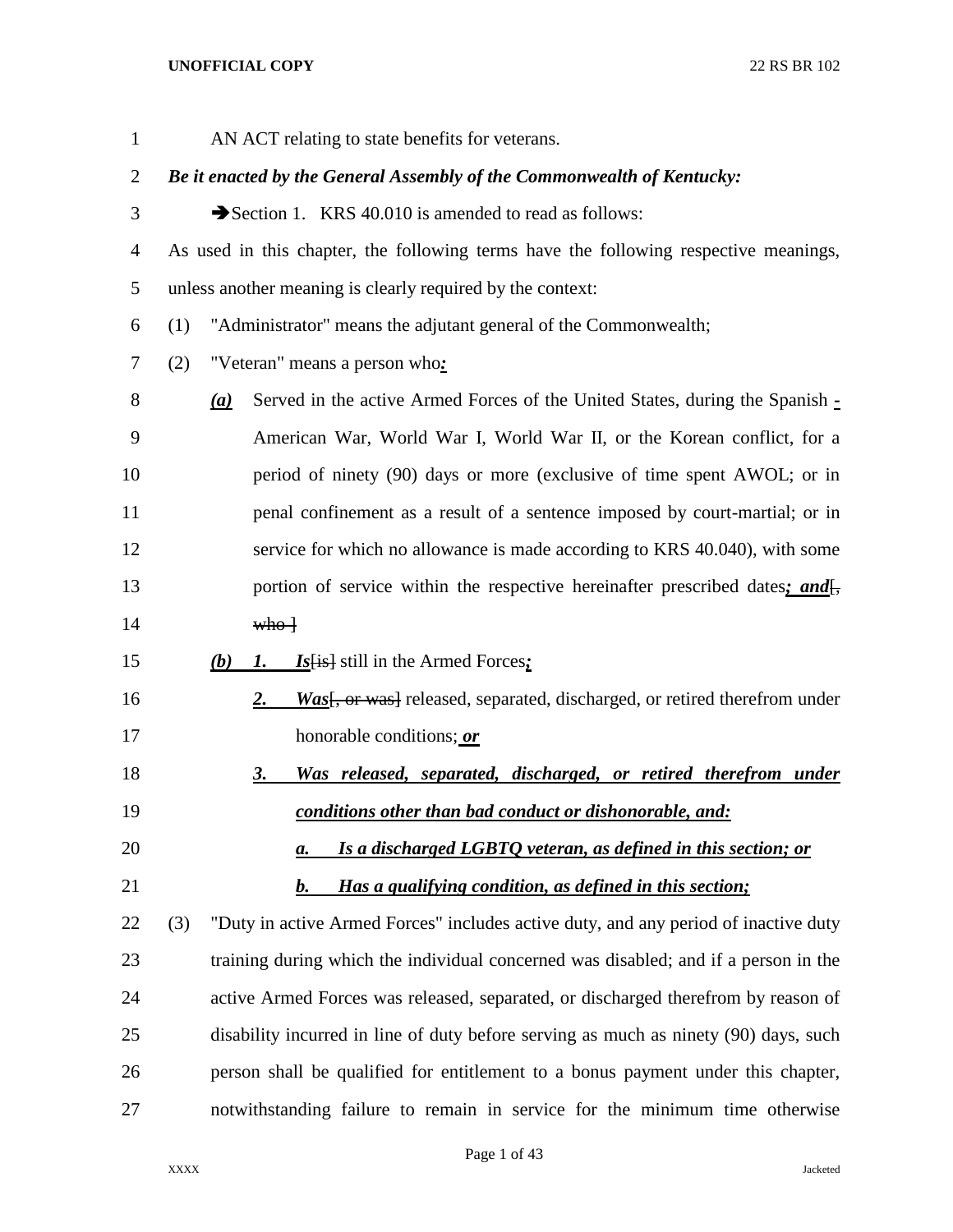AN ACT relating to state benefits for veterans.

***Be it enacted by the General Assembly of the Commonwealth of Kentucky:***

➔Section 1. KRS 40.010 is amended to read as follows:

As used in this chapter, the following terms have the following respective meanings, unless another meaning is clearly required by the context:

(1) "Administrator" means the adjutant general of the Commonwealth;

(2) "Veteran" means a person who***:***

***(a)*** Served in the active Armed Forces of the United States, during the Spanish ***-*** American War, World War I, World War II, or the Korean conflict, for a period of ninety (90) days or more (exclusive of time spent AWOL; or in penal confinement as a result of a sentence imposed by court-martial; or in service for which no allowance is made according to KRS 40.040), with some portion of service within the respective hereinafter prescribed dates***; and***[~~, who~~]

***(b)*** ***1.*** ***Is***[~~is~~] still in the Armed Forces***;***

***2.*** ***Was***[~~, or was~~] released, separated, discharged, or retired therefrom under honorable conditions;***or***

***3.*** ***Was released, separated, discharged, or retired therefrom under conditions other than bad conduct or dishonorable, and:***

***a.*** ***Is a discharged LGBTQ veteran, as defined in this section; or***

***b.*** ***Has a qualifying condition, as defined in this section;***

(3) "Duty in active Armed Forces" includes active duty, and any period of inactive duty training during which the individual concerned was disabled; and if a person in the active Armed Forces was released, separated, or discharged therefrom by reason of disability incurred in line of duty before serving as much as ninety (90) days, such person shall be qualified for entitlement to a bonus payment under this chapter, notwithstanding failure to remain in service for the minimum time otherwise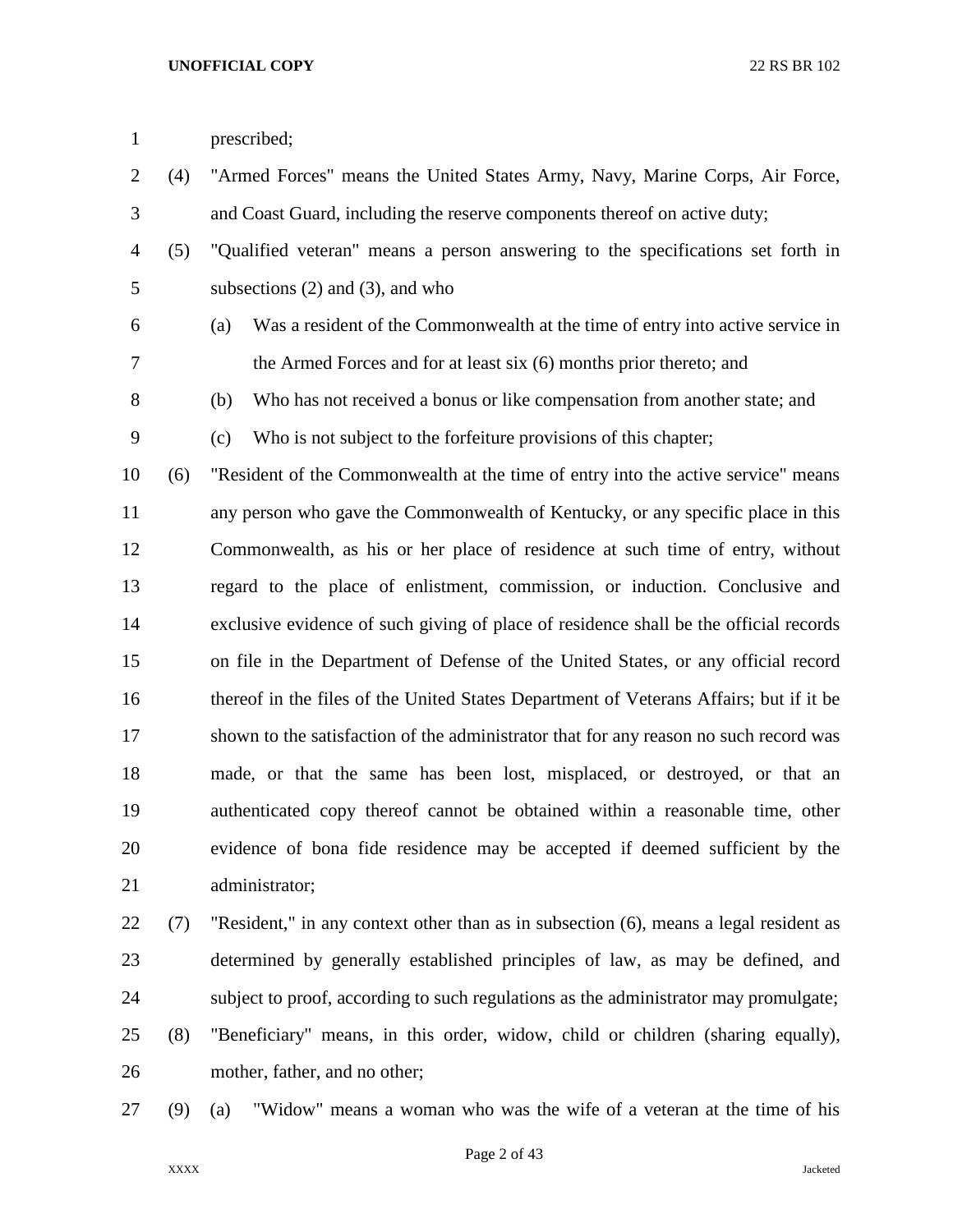prescribed;

(4) "Armed Forces" means the United States Army, Navy, Marine Corps, Air Force, and Coast Guard, including the reserve components thereof on active duty;

(5) "Qualified veteran" means a person answering to the specifications set forth in subsections (2) and (3), and who

(a) Was a resident of the Commonwealth at the time of entry into active service in the Armed Forces and for at least six (6) months prior thereto; and

(b) Who has not received a bonus or like compensation from another state; and

(c) Who is not subject to the forfeiture provisions of this chapter;

(6) "Resident of the Commonwealth at the time of entry into the active service" means any person who gave the Commonwealth of Kentucky, or any specific place in this Commonwealth, as his or her place of residence at such time of entry, without regard to the place of enlistment, commission, or induction. Conclusive and exclusive evidence of such giving of place of residence shall be the official records on file in the Department of Defense of the United States, or any official record thereof in the files of the United States Department of Veterans Affairs; but if it be shown to the satisfaction of the administrator that for any reason no such record was made, or that the same has been lost, misplaced, or destroyed, or that an authenticated copy thereof cannot be obtained within a reasonable time, other evidence of bona fide residence may be accepted if deemed sufficient by the administrator;

(7) "Resident," in any context other than as in subsection (6), means a legal resident as determined by generally established principles of law, as may be defined, and subject to proof, according to such regulations as the administrator may promulgate;

(8) "Beneficiary" means, in this order, widow, child or children (sharing equally), mother, father, and no other;

(9) (a) "Widow" means a woman who was the wife of a veteran at the time of his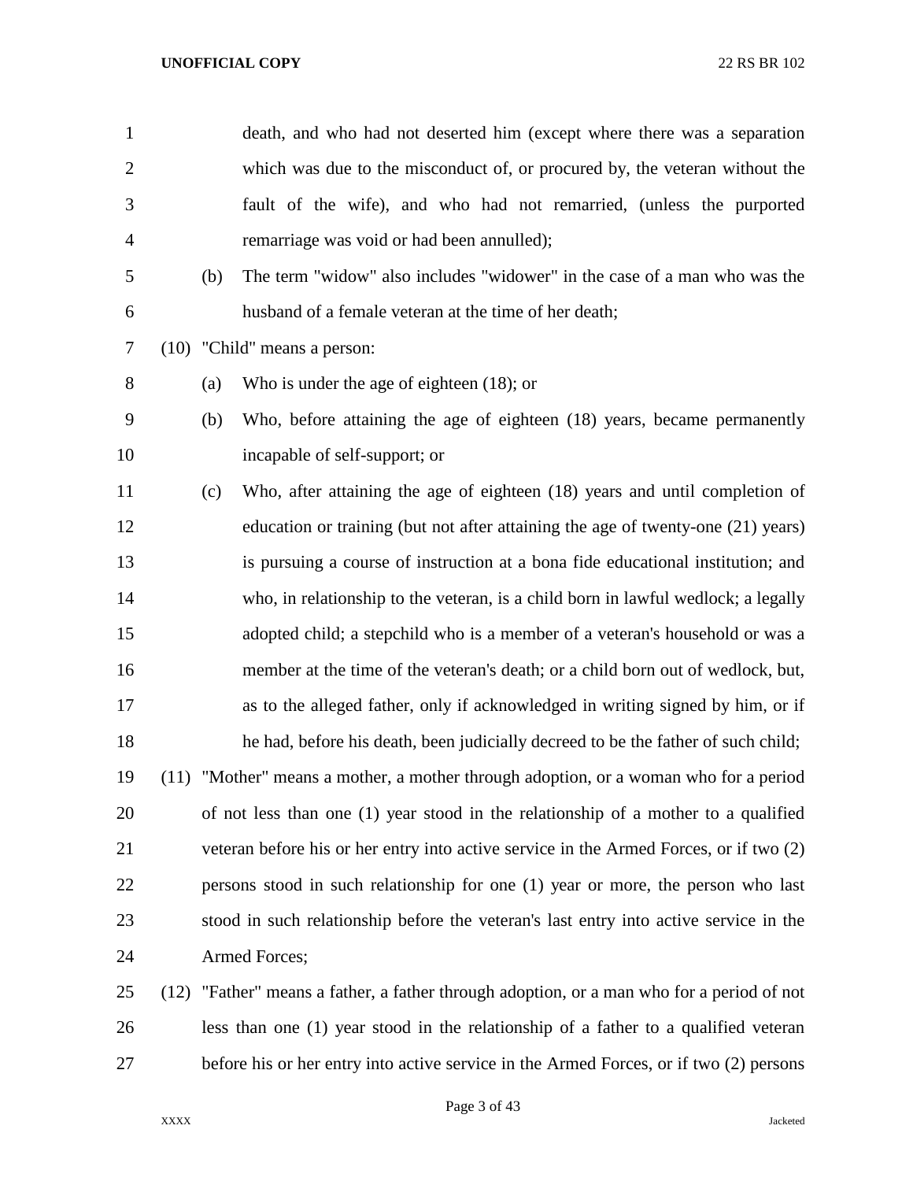death, and who had not deserted him (except where there was a separation which was due to the misconduct of, or procured by, the veteran without the fault of the wife), and who had not remarried, (unless the purported remarriage was void or had been annulled);

(b) The term "widow" also includes "widower" in the case of a man who was the husband of a female veteran at the time of her death;

(10) "Child" means a person:

(a) Who is under the age of eighteen (18); or

(b) Who, before attaining the age of eighteen (18) years, became permanently incapable of self-support; or

(c) Who, after attaining the age of eighteen (18) years and until completion of education or training (but not after attaining the age of twenty-one (21) years) is pursuing a course of instruction at a bona fide educational institution; and who, in relationship to the veteran, is a child born in lawful wedlock; a legally adopted child; a stepchild who is a member of a veteran's household or was a member at the time of the veteran's death; or a child born out of wedlock, but, as to the alleged father, only if acknowledged in writing signed by him, or if he had, before his death, been judicially decreed to be the father of such child;

(11) "Mother" means a mother, a mother through adoption, or a woman who for a period of not less than one (1) year stood in the relationship of a mother to a qualified veteran before his or her entry into active service in the Armed Forces, or if two (2) persons stood in such relationship for one (1) year or more, the person who last stood in such relationship before the veteran's last entry into active service in the Armed Forces;

(12) "Father" means a father, a father through adoption, or a man who for a period of not less than one (1) year stood in the relationship of a father to a qualified veteran before his or her entry into active service in the Armed Forces, or if two (2) persons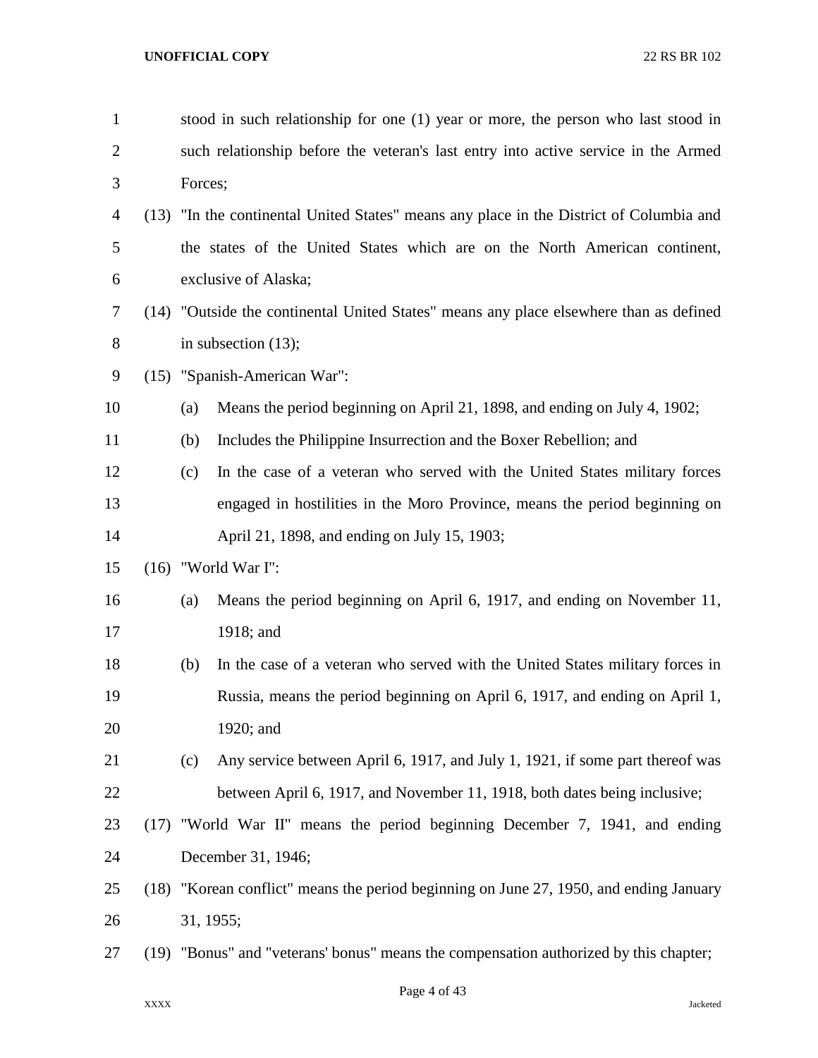stood in such relationship for one (1) year or more, the person who last stood in such relationship before the veteran's last entry into active service in the Armed Forces;

(13) "In the continental United States" means any place in the District of Columbia and the states of the United States which are on the North American continent, exclusive of Alaska;

(14) "Outside the continental United States" means any place elsewhere than as defined in subsection (13);

(15) "Spanish-American War":

(a) Means the period beginning on April 21, 1898, and ending on July 4, 1902;

(b) Includes the Philippine Insurrection and the Boxer Rebellion; and

(c) In the case of a veteran who served with the United States military forces engaged in hostilities in the Moro Province, means the period beginning on April 21, 1898, and ending on July 15, 1903;

(16) "World War I":

(a) Means the period beginning on April 6, 1917, and ending on November 11, 1918; and

(b) In the case of a veteran who served with the United States military forces in Russia, means the period beginning on April 6, 1917, and ending on April 1, 1920; and

(c) Any service between April 6, 1917, and July 1, 1921, if some part thereof was between April 6, 1917, and November 11, 1918, both dates being inclusive;

(17) "World War II" means the period beginning December 7, 1941, and ending December 31, 1946;

(18) "Korean conflict" means the period beginning on June 27, 1950, and ending January 31, 1955;

(19) "Bonus" and "veterans' bonus" means the compensation authorized by this chapter;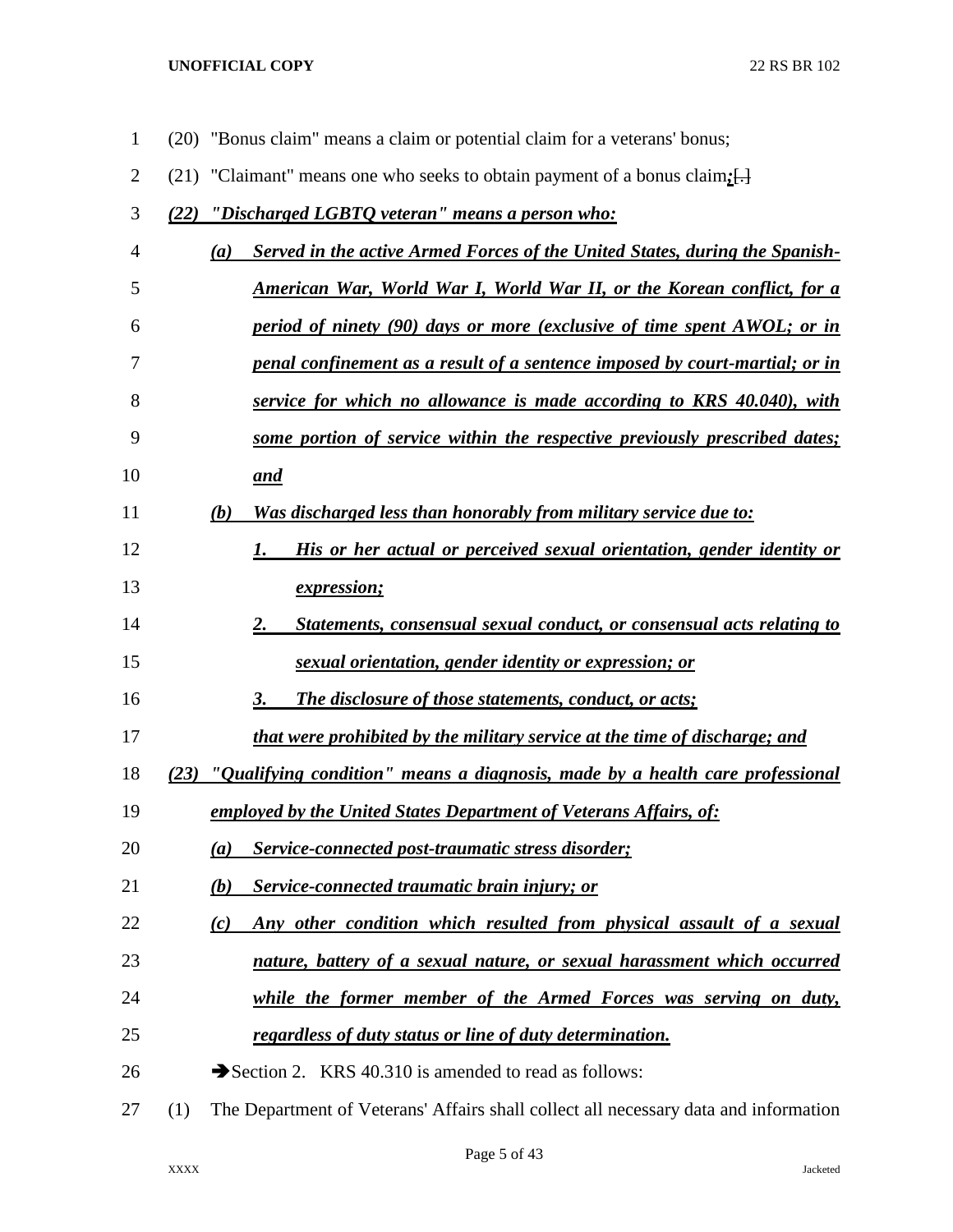(20) "Bonus claim" means a claim or potential claim for a veterans' bonus;

(21) "Claimant" means one who seeks to obtain payment of a bonus claim*;*[.]

*(22) "Discharged LGBTQ veteran" means a person who:*

*(a) Served in the active Armed Forces of the United States, during the Spanish-American War, World War I, World War II, or the Korean conflict, for a period of ninety (90) days or more (exclusive of time spent AWOL; or in penal confinement as a result of a sentence imposed by court-martial; or in service for which no allowance is made according to KRS 40.040), with some portion of service within the respective previously prescribed dates; and*

*(b) Was discharged less than honorably from military service due to:*

*1. His or her actual or perceived sexual orientation, gender identity or expression;*

*2. Statements, consensual sexual conduct, or consensual acts relating to sexual orientation, gender identity or expression; or*

*3. The disclosure of those statements, conduct, or acts;*

*that were prohibited by the military service at the time of discharge; and*

*(23) "Qualifying condition" means a diagnosis, made by a health care professional employed by the United States Department of Veterans Affairs, of:*

*(a) Service-connected post-traumatic stress disorder;*

*(b) Service-connected traumatic brain injury; or*

*(c) Any other condition which resulted from physical assault of a sexual nature, battery of a sexual nature, or sexual harassment which occurred while the former member of the Armed Forces was serving on duty, regardless of duty status or line of duty determination.*

➔Section 2. KRS 40.310 is amended to read as follows:

(1) The Department of Veterans' Affairs shall collect all necessary data and information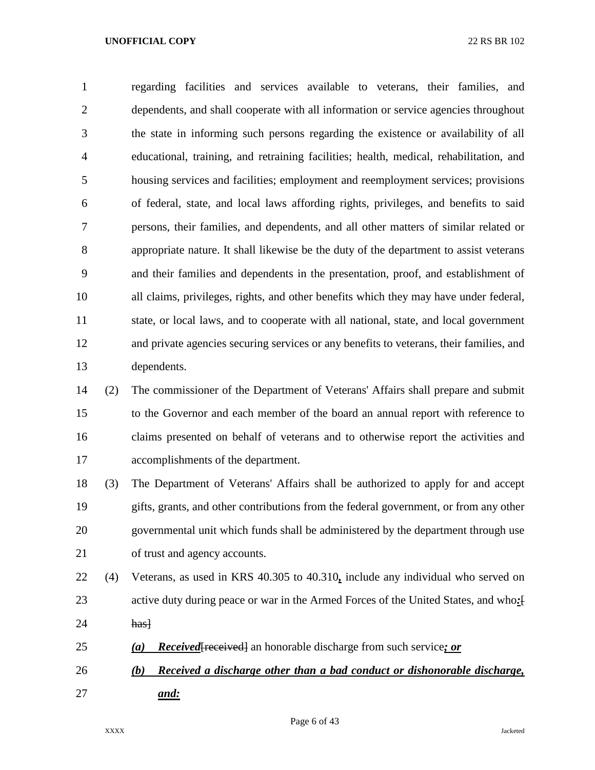regarding facilities and services available to veterans, their families, and dependents, and shall cooperate with all information or service agencies throughout the state in informing such persons regarding the existence or availability of all educational, training, and retraining facilities; health, medical, rehabilitation, and housing services and facilities; employment and reemployment services; provisions of federal, state, and local laws affording rights, privileges, and benefits to said persons, their families, and dependents, and all other matters of similar related or appropriate nature. It shall likewise be the duty of the department to assist veterans and their families and dependents in the presentation, proof, and establishment of all claims, privileges, rights, and other benefits which they may have under federal, state, or local laws, and to cooperate with all national, state, and local government and private agencies securing services or any benefits to veterans, their families, and dependents.

(2) The commissioner of the Department of Veterans' Affairs shall prepare and submit to the Governor and each member of the board an annual report with reference to claims presented on behalf of veterans and to otherwise report the activities and accomplishments of the department.

(3) The Department of Veterans' Affairs shall be authorized to apply for and accept gifts, grants, and other contributions from the federal government, or from any other governmental unit which funds shall be administered by the department through use of trust and agency accounts.

(4) Veterans, as used in KRS 40.305 to 40.310***,*** include any individual who served on active duty during peace or war in the Armed Forces of the United States, and who***:***[ has]

***(a) Received***[received] an honorable discharge from such service***; or***

***(b) Received a discharge other than a bad conduct or dishonorable discharge, and:***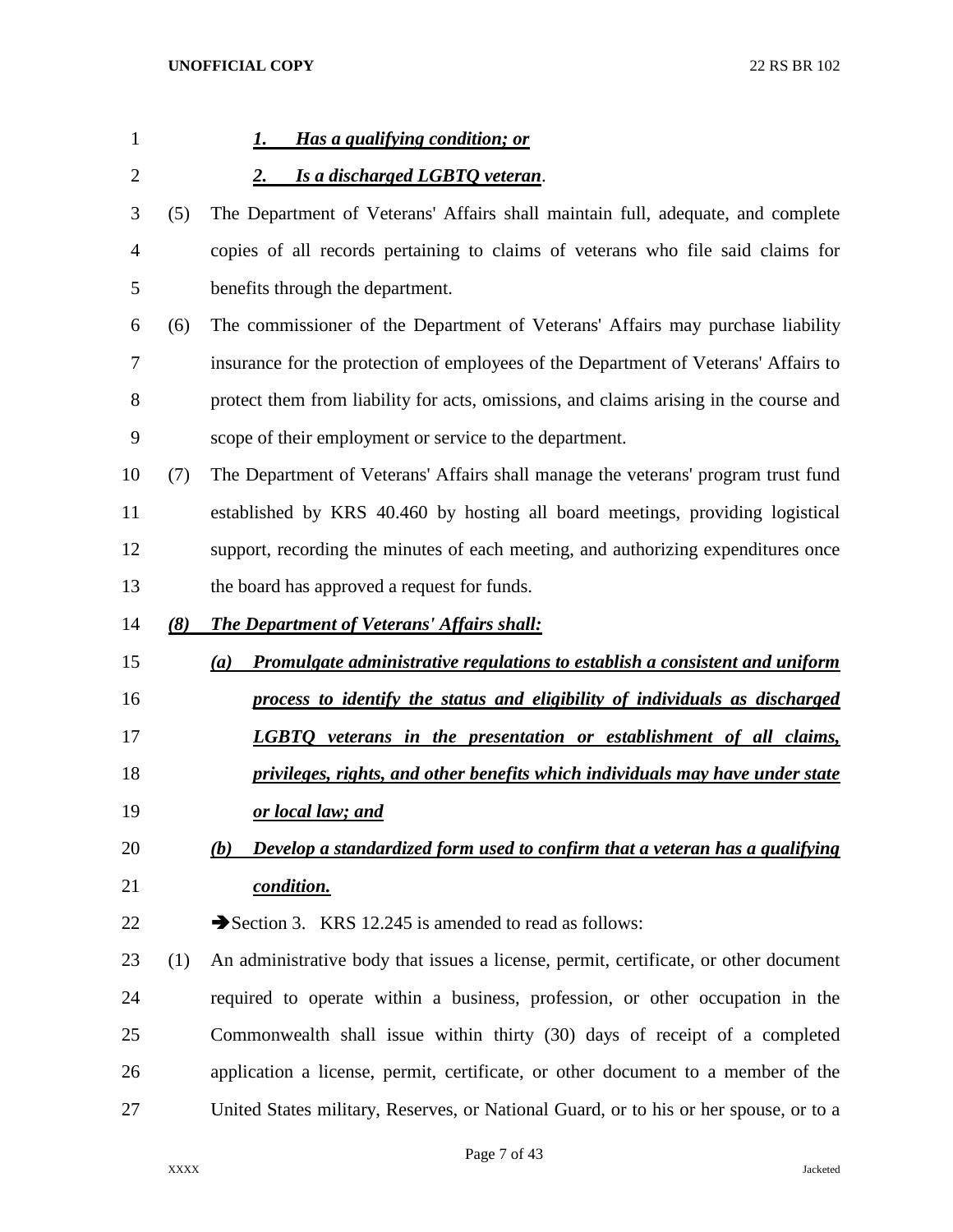*1. Has a qualifying condition; or*

*2. Is a discharged LGBTQ veteran*.

(5) The Department of Veterans' Affairs shall maintain full, adequate, and complete copies of all records pertaining to claims of veterans who file said claims for benefits through the department.

(6) The commissioner of the Department of Veterans' Affairs may purchase liability insurance for the protection of employees of the Department of Veterans' Affairs to protect them from liability for acts, omissions, and claims arising in the course and scope of their employment or service to the department.

(7) The Department of Veterans' Affairs shall manage the veterans' program trust fund established by KRS 40.460 by hosting all board meetings, providing logistical support, recording the minutes of each meeting, and authorizing expenditures once the board has approved a request for funds.

*(8) The Department of Veterans' Affairs shall:*

*(a) Promulgate administrative regulations to establish a consistent and uniform process to identify the status and eligibility of individuals as discharged LGBTQ veterans in the presentation or establishment of all claims, privileges, rights, and other benefits which individuals may have under state or local law; and*

*(b) Develop a standardized form used to confirm that a veteran has a qualifying condition.*

➔Section 3. KRS 12.245 is amended to read as follows:

(1) An administrative body that issues a license, permit, certificate, or other document required to operate within a business, profession, or other occupation in the Commonwealth shall issue within thirty (30) days of receipt of a completed application a license, permit, certificate, or other document to a member of the United States military, Reserves, or National Guard, or to his or her spouse, or to a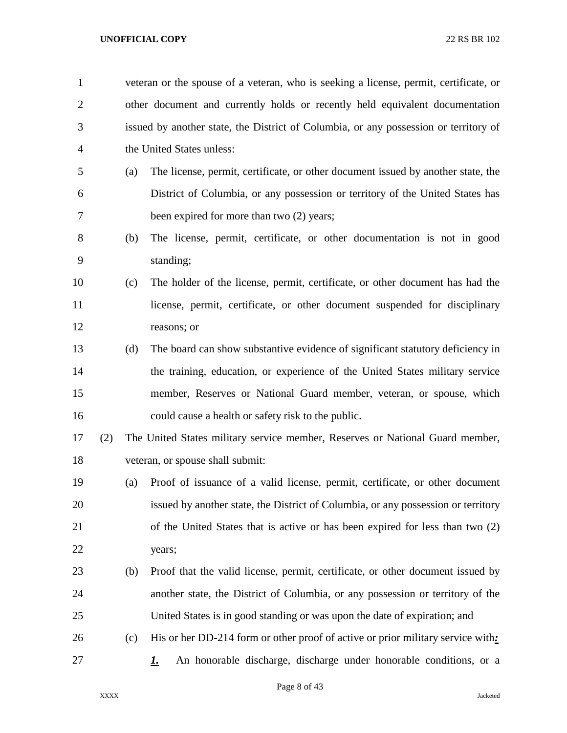veteran or the spouse of a veteran, who is seeking a license, permit, certificate, or other document and currently holds or recently held equivalent documentation issued by another state, the District of Columbia, or any possession or territory of the United States unless:

(a) The license, permit, certificate, or other document issued by another state, the District of Columbia, or any possession or territory of the United States has been expired for more than two (2) years;

(b) The license, permit, certificate, or other documentation is not in good standing;

(c) The holder of the license, permit, certificate, or other document has had the license, permit, certificate, or other document suspended for disciplinary reasons; or

(d) The board can show substantive evidence of significant statutory deficiency in the training, education, or experience of the United States military service member, Reserves or National Guard member, veteran, or spouse, which could cause a health or safety risk to the public.

(2) The United States military service member, Reserves or National Guard member, veteran, or spouse shall submit:

(a) Proof of issuance of a valid license, permit, certificate, or other document issued by another state, the District of Columbia, or any possession or territory of the United States that is active or has been expired for less than two (2) years;

(b) Proof that the valid license, permit, certificate, or other document issued by another state, the District of Columbia, or any possession or territory of the United States is in good standing or was upon the date of expiration; and

(c) His or her DD-214 form or other proof of active or prior military service with***:***

***1.*** An honorable discharge, discharge under honorable conditions, or a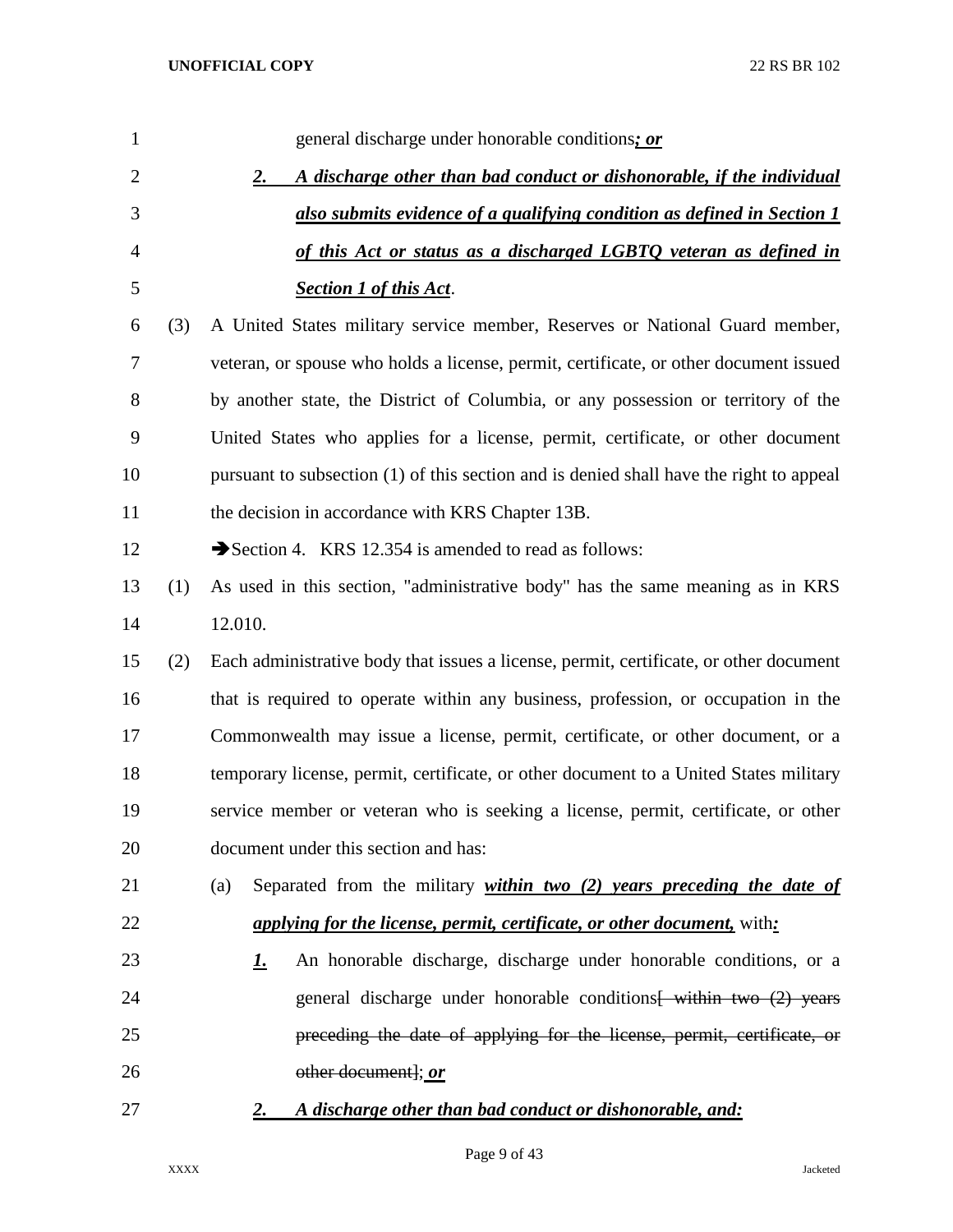general discharge under honorable conditions***; or***

***2. A discharge other than bad conduct or dishonorable, if the individual also submits evidence of a qualifying condition as defined in Section 1 of this Act or status as a discharged LGBTQ veteran as defined in Section 1 of this Act***.

(3) A United States military service member, Reserves or National Guard member, veteran, or spouse who holds a license, permit, certificate, or other document issued by another state, the District of Columbia, or any possession or territory of the United States who applies for a license, permit, certificate, or other document pursuant to subsection (1) of this section and is denied shall have the right to appeal the decision in accordance with KRS Chapter 13B.

➔Section 4. KRS 12.354 is amended to read as follows:

(1) As used in this section, "administrative body" has the same meaning as in KRS 12.010.

(2) Each administrative body that issues a license, permit, certificate, or other document that is required to operate within any business, profession, or occupation in the Commonwealth may issue a license, permit, certificate, or other document, or a temporary license, permit, certificate, or other document to a United States military service member or veteran who is seeking a license, permit, certificate, or other document under this section and has:

(a) Separated from the military ***within two (2) years preceding the date of applying for the license, permit, certificate, or other document,*** with***:***

***1.*** An honorable discharge, discharge under honorable conditions, or a general discharge under honorable conditions~~[ within two (2) years preceding the date of applying for the license, permit, certificate, or other document]~~; ***or***

***2. A discharge other than bad conduct or dishonorable, and:***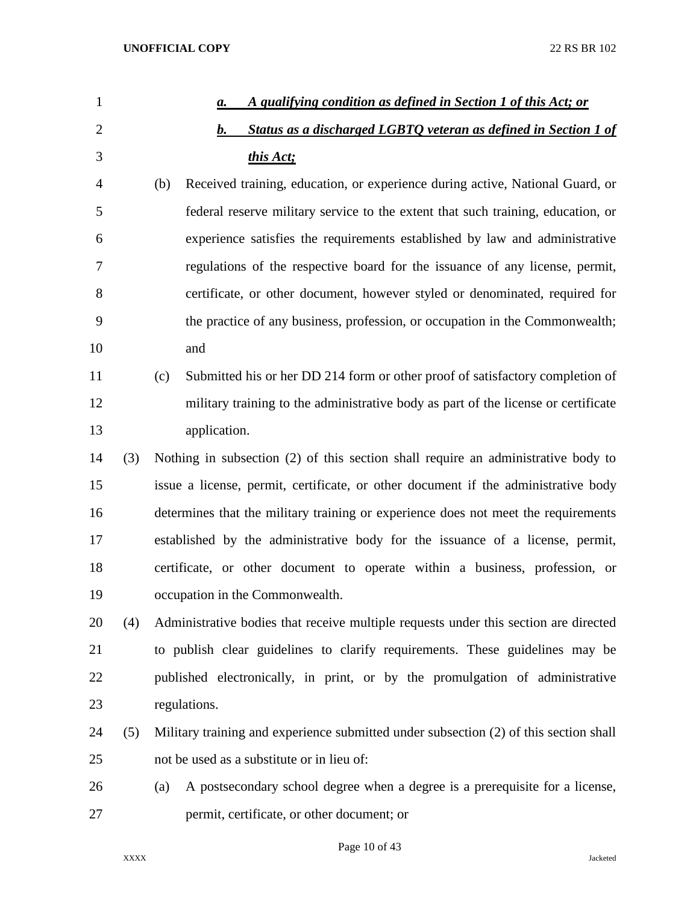a. ***A qualifying condition as defined in Section 1 of this Act; or***

b. ***Status as a discharged LGBTQ veteran as defined in Section 1 of this Act;***

(b) Received training, education, or experience during active, National Guard, or federal reserve military service to the extent that such training, education, or experience satisfies the requirements established by law and administrative regulations of the respective board for the issuance of any license, permit, certificate, or other document, however styled or denominated, required for the practice of any business, profession, or occupation in the Commonwealth; and

(c) Submitted his or her DD 214 form or other proof of satisfactory completion of military training to the administrative body as part of the license or certificate application.

(3) Nothing in subsection (2) of this section shall require an administrative body to issue a license, permit, certificate, or other document if the administrative body determines that the military training or experience does not meet the requirements established by the administrative body for the issuance of a license, permit, certificate, or other document to operate within a business, profession, or occupation in the Commonwealth.

(4) Administrative bodies that receive multiple requests under this section are directed to publish clear guidelines to clarify requirements. These guidelines may be published electronically, in print, or by the promulgation of administrative regulations.

(5) Military training and experience submitted under subsection (2) of this section shall not be used as a substitute or in lieu of:

(a) A postsecondary school degree when a degree is a prerequisite for a license, permit, certificate, or other document; or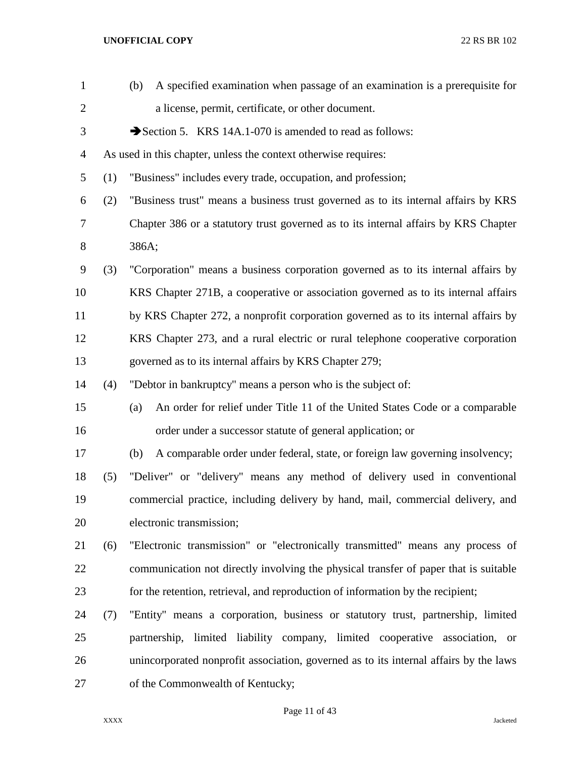(b) A specified examination when passage of an examination is a prerequisite for a license, permit, certificate, or other document.

➔Section 5. KRS 14A.1-070 is amended to read as follows:

As used in this chapter, unless the context otherwise requires:

(1) "Business" includes every trade, occupation, and profession;

(2) "Business trust" means a business trust governed as to its internal affairs by KRS Chapter 386 or a statutory trust governed as to its internal affairs by KRS Chapter 386A;

(3) "Corporation" means a business corporation governed as to its internal affairs by KRS Chapter 271B, a cooperative or association governed as to its internal affairs by KRS Chapter 272, a nonprofit corporation governed as to its internal affairs by KRS Chapter 273, and a rural electric or rural telephone cooperative corporation governed as to its internal affairs by KRS Chapter 279;

(4) "Debtor in bankruptcy" means a person who is the subject of:

(a) An order for relief under Title 11 of the United States Code or a comparable order under a successor statute of general application; or

(b) A comparable order under federal, state, or foreign law governing insolvency;

(5) "Deliver" or "delivery" means any method of delivery used in conventional commercial practice, including delivery by hand, mail, commercial delivery, and electronic transmission;

(6) "Electronic transmission" or "electronically transmitted" means any process of communication not directly involving the physical transfer of paper that is suitable for the retention, retrieval, and reproduction of information by the recipient;

(7) "Entity" means a corporation, business or statutory trust, partnership, limited partnership, limited liability company, limited cooperative association, or unincorporated nonprofit association, governed as to its internal affairs by the laws of the Commonwealth of Kentucky;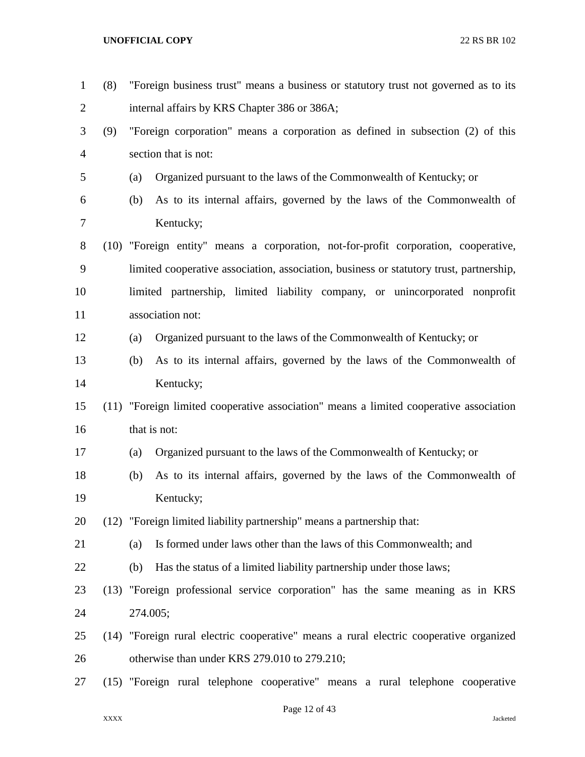(8) "Foreign business trust" means a business or statutory trust not governed as to its internal affairs by KRS Chapter 386 or 386A;

(9) "Foreign corporation" means a corporation as defined in subsection (2) of this section that is not:

(a) Organized pursuant to the laws of the Commonwealth of Kentucky; or

(b) As to its internal affairs, governed by the laws of the Commonwealth of Kentucky;

(10) "Foreign entity" means a corporation, not-for-profit corporation, cooperative, limited cooperative association, association, business or statutory trust, partnership, limited partnership, limited liability company, or unincorporated nonprofit association not:

(a) Organized pursuant to the laws of the Commonwealth of Kentucky; or

(b) As to its internal affairs, governed by the laws of the Commonwealth of Kentucky;

(11) "Foreign limited cooperative association" means a limited cooperative association that is not:

(a) Organized pursuant to the laws of the Commonwealth of Kentucky; or

(b) As to its internal affairs, governed by the laws of the Commonwealth of Kentucky;

(12) "Foreign limited liability partnership" means a partnership that:

(a) Is formed under laws other than the laws of this Commonwealth; and

(b) Has the status of a limited liability partnership under those laws;

(13) "Foreign professional service corporation" has the same meaning as in KRS 274.005;

(14) "Foreign rural electric cooperative" means a rural electric cooperative organized otherwise than under KRS 279.010 to 279.210;

(15) "Foreign rural telephone cooperative" means a rural telephone cooperative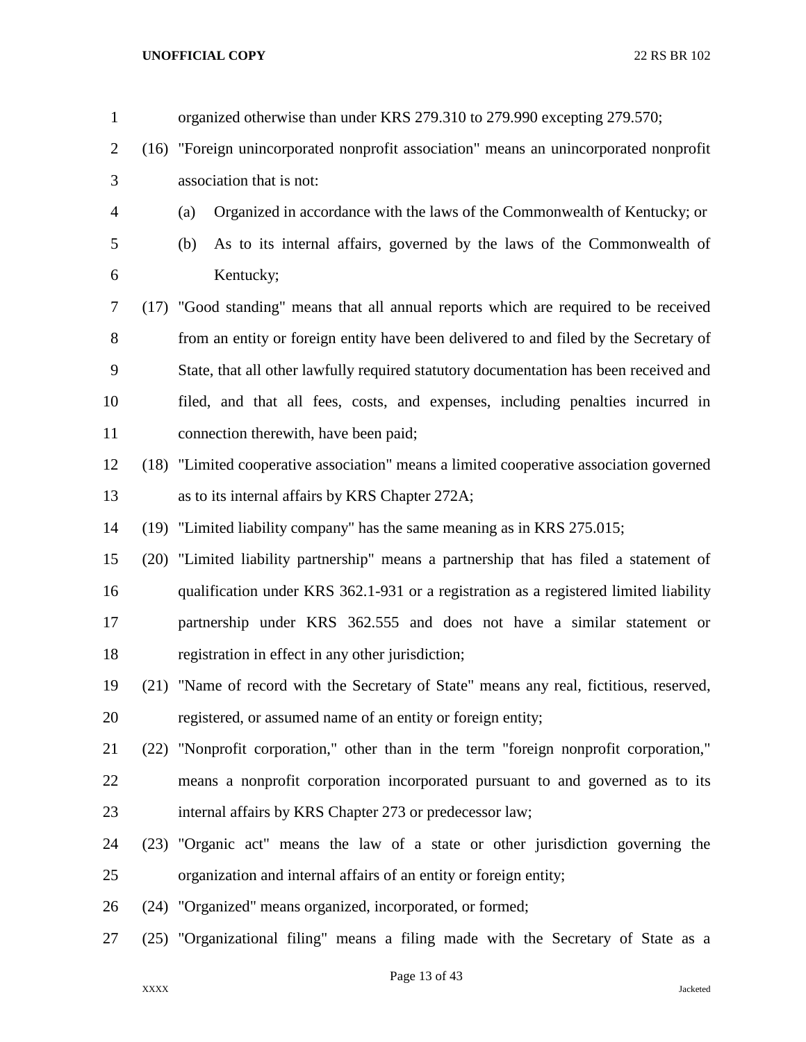organized otherwise than under KRS 279.310 to 279.990 excepting 279.570;

(16) "Foreign unincorporated nonprofit association" means an unincorporated nonprofit association that is not:

(a) Organized in accordance with the laws of the Commonwealth of Kentucky; or

(b) As to its internal affairs, governed by the laws of the Commonwealth of Kentucky;

(17) "Good standing" means that all annual reports which are required to be received from an entity or foreign entity have been delivered to and filed by the Secretary of State, that all other lawfully required statutory documentation has been received and filed, and that all fees, costs, and expenses, including penalties incurred in connection therewith, have been paid;

(18) "Limited cooperative association" means a limited cooperative association governed as to its internal affairs by KRS Chapter 272A;

(19) "Limited liability company" has the same meaning as in KRS 275.015;

(20) "Limited liability partnership" means a partnership that has filed a statement of qualification under KRS 362.1-931 or a registration as a registered limited liability partnership under KRS 362.555 and does not have a similar statement or registration in effect in any other jurisdiction;

(21) "Name of record with the Secretary of State" means any real, fictitious, reserved, registered, or assumed name of an entity or foreign entity;

(22) "Nonprofit corporation," other than in the term "foreign nonprofit corporation," means a nonprofit corporation incorporated pursuant to and governed as to its internal affairs by KRS Chapter 273 or predecessor law;

(23) "Organic act" means the law of a state or other jurisdiction governing the organization and internal affairs of an entity or foreign entity;

(24) "Organized" means organized, incorporated, or formed;

(25) "Organizational filing" means a filing made with the Secretary of State as a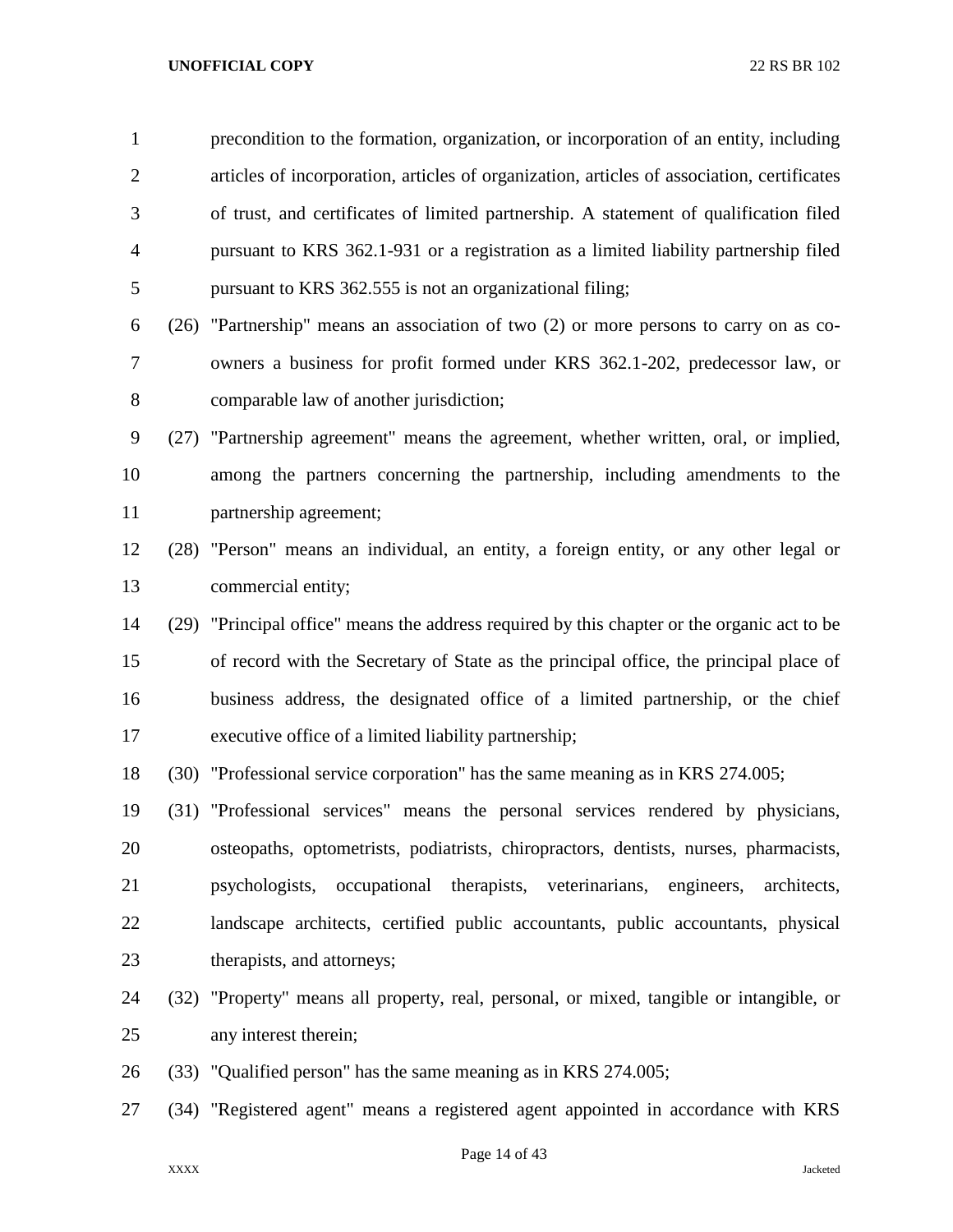precondition to the formation, organization, or incorporation of an entity, including articles of incorporation, articles of organization, articles of association, certificates of trust, and certificates of limited partnership. A statement of qualification filed pursuant to KRS 362.1-931 or a registration as a limited liability partnership filed pursuant to KRS 362.555 is not an organizational filing;

(26) "Partnership" means an association of two (2) or more persons to carry on as co-owners a business for profit formed under KRS 362.1-202, predecessor law, or comparable law of another jurisdiction;

(27) "Partnership agreement" means the agreement, whether written, oral, or implied, among the partners concerning the partnership, including amendments to the partnership agreement;

(28) "Person" means an individual, an entity, a foreign entity, or any other legal or commercial entity;

(29) "Principal office" means the address required by this chapter or the organic act to be of record with the Secretary of State as the principal office, the principal place of business address, the designated office of a limited partnership, or the chief executive office of a limited liability partnership;

(30) "Professional service corporation" has the same meaning as in KRS 274.005;

(31) "Professional services" means the personal services rendered by physicians, osteopaths, optometrists, podiatrists, chiropractors, dentists, nurses, pharmacists, psychologists, occupational therapists, veterinarians, engineers, architects, landscape architects, certified public accountants, public accountants, physical therapists, and attorneys;

(32) "Property" means all property, real, personal, or mixed, tangible or intangible, or any interest therein;

(33) "Qualified person" has the same meaning as in KRS 274.005;

(34) "Registered agent" means a registered agent appointed in accordance with KRS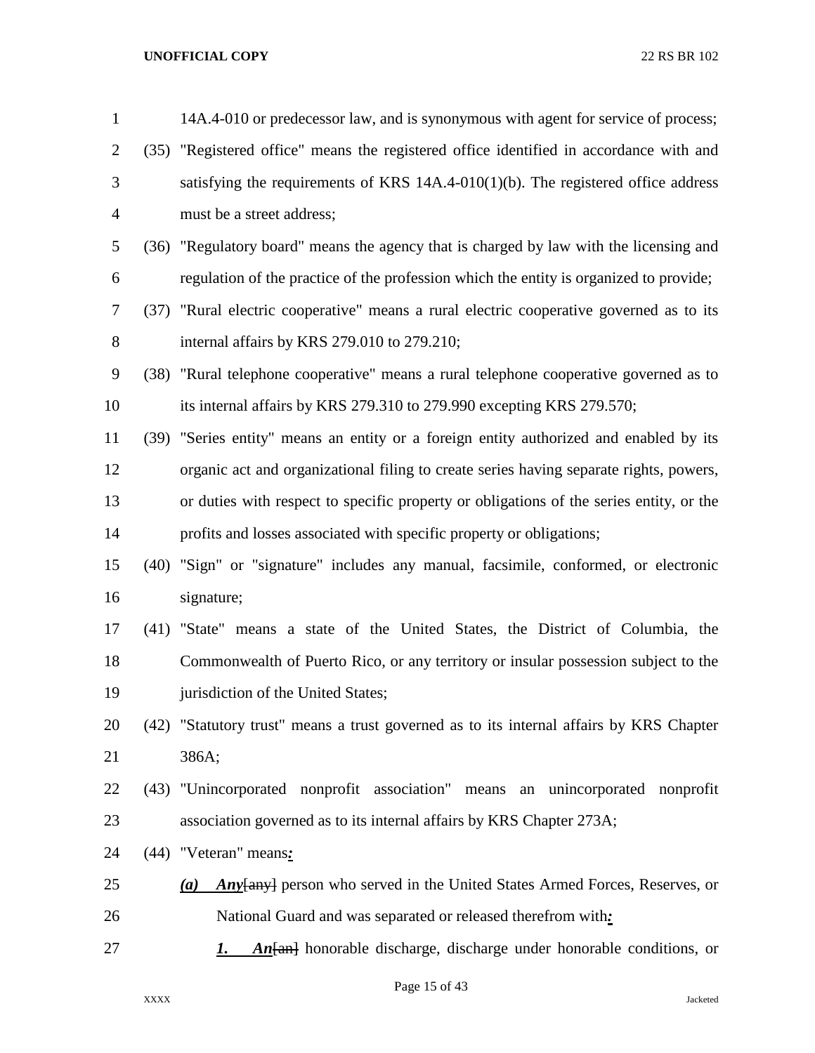14A.4-010 or predecessor law, and is synonymous with agent for service of process;

(35) "Registered office" means the registered office identified in accordance with and satisfying the requirements of KRS 14A.4-010(1)(b). The registered office address must be a street address;

(36) "Regulatory board" means the agency that is charged by law with the licensing and regulation of the practice of the profession which the entity is organized to provide;

(37) "Rural electric cooperative" means a rural electric cooperative governed as to its internal affairs by KRS 279.010 to 279.210;

(38) "Rural telephone cooperative" means a rural telephone cooperative governed as to its internal affairs by KRS 279.310 to 279.990 excepting KRS 279.570;

(39) "Series entity" means an entity or a foreign entity authorized and enabled by its organic act and organizational filing to create series having separate rights, powers, or duties with respect to specific property or obligations of the series entity, or the profits and losses associated with specific property or obligations;

(40) "Sign" or "signature" includes any manual, facsimile, conformed, or electronic signature;

(41) "State" means a state of the United States, the District of Columbia, the Commonwealth of Puerto Rico, or any territory or insular possession subject to the jurisdiction of the United States;

(42) "Statutory trust" means a trust governed as to its internal affairs by KRS Chapter 386A;

(43) "Unincorporated nonprofit association" means an unincorporated nonprofit association governed as to its internal affairs by KRS Chapter 273A;

(44) "Veteran" means***:***

***(a) Any***~~[any]~~ person who served in the United States Armed Forces, Reserves, or National Guard and was separated or released therefrom with***:***

***1. An***~~[an]~~ honorable discharge, discharge under honorable conditions, or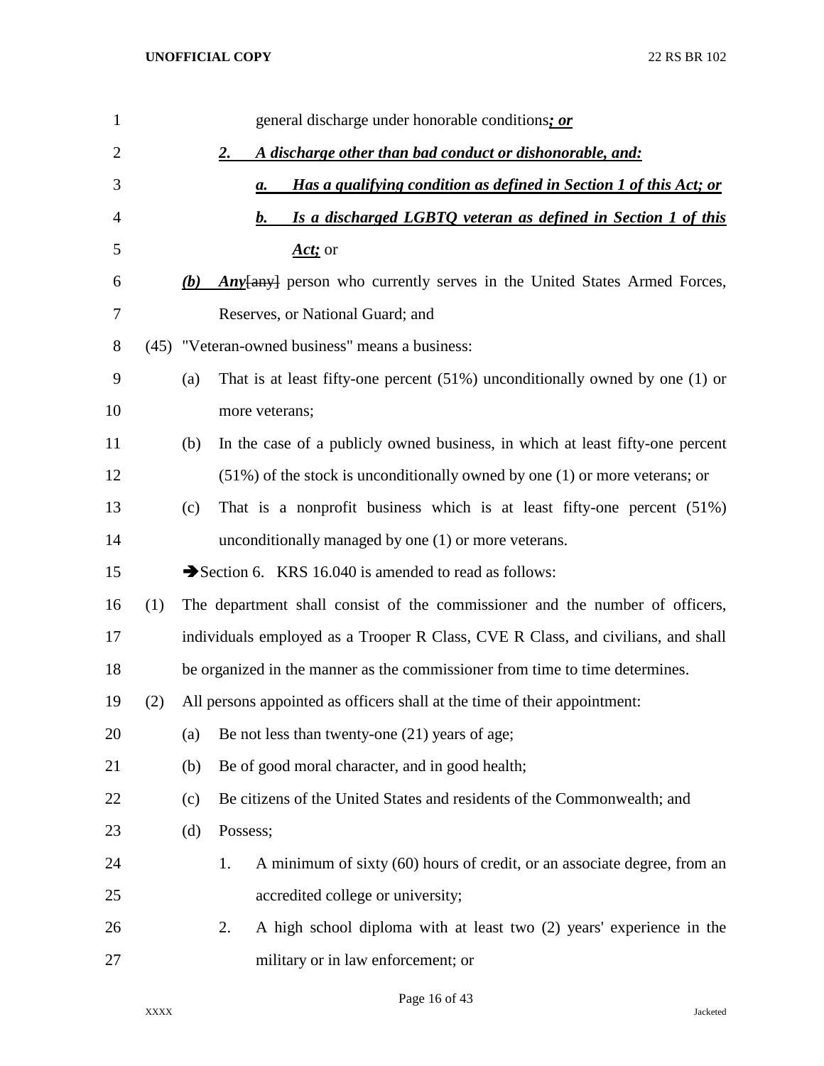general discharge under honorable conditions***; or***

***2. A discharge other than bad conduct or dishonorable, and:***

***a. Has a qualifying condition as defined in Section 1 of this Act; or***

***b. Is a discharged LGBTQ veteran as defined in Section 1 of this Act;*** or

***(b)*** ***Any***~~[any]~~ person who currently serves in the United States Armed Forces, Reserves, or National Guard; and

(45) "Veteran-owned business" means a business:

(a) That is at least fifty-one percent (51%) unconditionally owned by one (1) or more veterans;

(b) In the case of a publicly owned business, in which at least fifty-one percent (51%) of the stock is unconditionally owned by one (1) or more veterans; or

(c) That is a nonprofit business which is at least fifty-one percent (51%) unconditionally managed by one (1) or more veterans.

➔Section 6. KRS 16.040 is amended to read as follows:

(1) The department shall consist of the commissioner and the number of officers, individuals employed as a Trooper R Class, CVE R Class, and civilians, and shall be organized in the manner as the commissioner from time to time determines.

(2) All persons appointed as officers shall at the time of their appointment:

(a) Be not less than twenty-one (21) years of age;

(b) Be of good moral character, and in good health;

(c) Be citizens of the United States and residents of the Commonwealth; and

(d) Possess;

1. A minimum of sixty (60) hours of credit, or an associate degree, from an accredited college or university;

2. A high school diploma with at least two (2) years' experience in the military or in law enforcement; or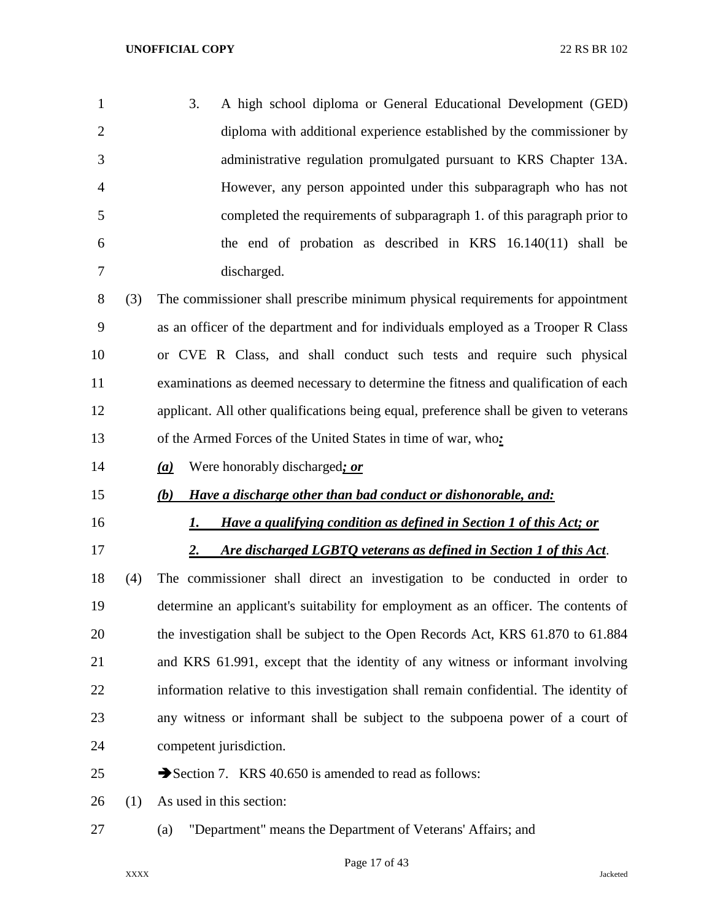3. A high school diploma or General Educational Development (GED) diploma with additional experience established by the commissioner by administrative regulation promulgated pursuant to KRS Chapter 13A. However, any person appointed under this subparagraph who has not completed the requirements of subparagraph 1. of this paragraph prior to the end of probation as described in KRS 16.140(11) shall be discharged.

(3) The commissioner shall prescribe minimum physical requirements for appointment as an officer of the department and for individuals employed as a Trooper R Class or CVE R Class, and shall conduct such tests and require such physical examinations as deemed necessary to determine the fitness and qualification of each applicant. All other qualifications being equal, preference shall be given to veterans of the Armed Forces of the United States in time of war, who***:***

***(a)*** Were honorably discharged***; or***

***(b) Have a discharge other than bad conduct or dishonorable, and:***

***1. Have a qualifying condition as defined in Section 1 of this Act; or***

***2. Are discharged LGBTQ veterans as defined in Section 1 of this Act***.

(4) The commissioner shall direct an investigation to be conducted in order to determine an applicant's suitability for employment as an officer. The contents of the investigation shall be subject to the Open Records Act, KRS 61.870 to 61.884 and KRS 61.991, except that the identity of any witness or informant involving information relative to this investigation shall remain confidential. The identity of any witness or informant shall be subject to the subpoena power of a court of competent jurisdiction.

➔Section 7. KRS 40.650 is amended to read as follows:

(1) As used in this section:

(a) "Department" means the Department of Veterans' Affairs; and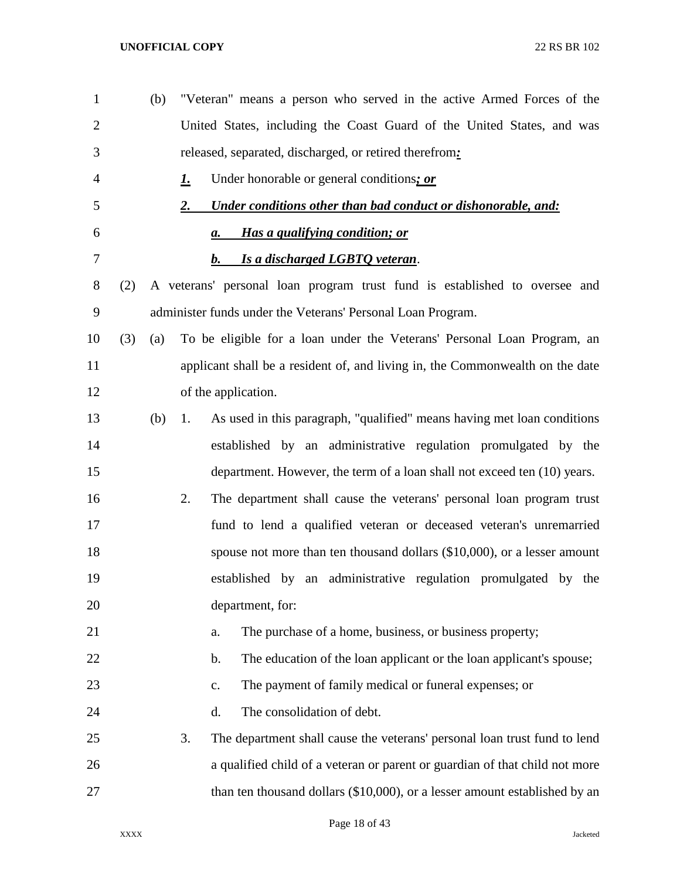(b) "Veteran" means a person who served in the active Armed Forces of the United States, including the Coast Guard of the United States, and was released, separated, discharged, or retired therefrom***:***

***1.*** Under honorable or general conditions***; or***

***2. Under conditions other than bad conduct or dishonorable, and:***

***a. Has a qualifying condition; or***

***b. Is a discharged LGBTQ veteran***.

(2) A veterans' personal loan program trust fund is established to oversee and administer funds under the Veterans' Personal Loan Program.

(3) (a) To be eligible for a loan under the Veterans' Personal Loan Program, an applicant shall be a resident of, and living in, the Commonwealth on the date of the application.

(b) 1. As used in this paragraph, "qualified" means having met loan conditions established by an administrative regulation promulgated by the department. However, the term of a loan shall not exceed ten (10) years.

2. The department shall cause the veterans' personal loan program trust fund to lend a qualified veteran or deceased veteran's unremarried spouse not more than ten thousand dollars ($10,000), or a lesser amount established by an administrative regulation promulgated by the department, for:

a. The purchase of a home, business, or business property;

b. The education of the loan applicant or the loan applicant's spouse;

c. The payment of family medical or funeral expenses; or

d. The consolidation of debt.

3. The department shall cause the veterans' personal loan trust fund to lend a qualified child of a veteran or parent or guardian of that child not more than ten thousand dollars ($10,000), or a lesser amount established by an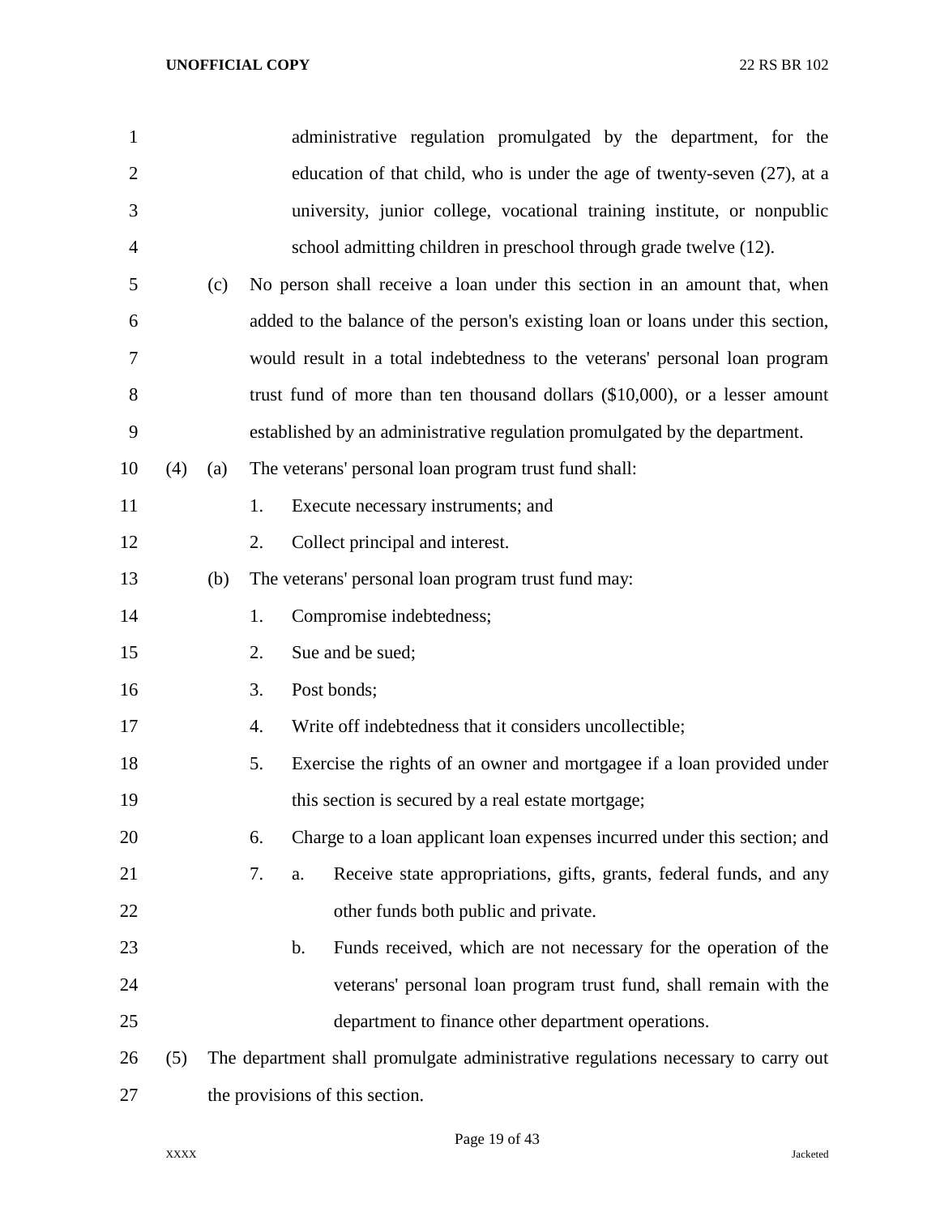administrative regulation promulgated by the department, for the education of that child, who is under the age of twenty-seven (27), at a university, junior college, vocational training institute, or nonpublic school admitting children in preschool through grade twelve (12).

(c) No person shall receive a loan under this section in an amount that, when added to the balance of the person's existing loan or loans under this section, would result in a total indebtedness to the veterans' personal loan program trust fund of more than ten thousand dollars ($10,000), or a lesser amount established by an administrative regulation promulgated by the department.

(4) (a) The veterans' personal loan program trust fund shall:

1. Execute necessary instruments; and
2. Collect principal and interest.

(b) The veterans' personal loan program trust fund may:

1. Compromise indebtedness;
2. Sue and be sued;
3. Post bonds;
4. Write off indebtedness that it considers uncollectible;
5. Exercise the rights of an owner and mortgagee if a loan provided under this section is secured by a real estate mortgage;
6. Charge to a loan applicant loan expenses incurred under this section; and
7. a. Receive state appropriations, gifts, grants, federal funds, and any other funds both public and private.

   b. Funds received, which are not necessary for the operation of the veterans' personal loan program trust fund, shall remain with the department to finance other department operations.

(5) The department shall promulgate administrative regulations necessary to carry out the provisions of this section.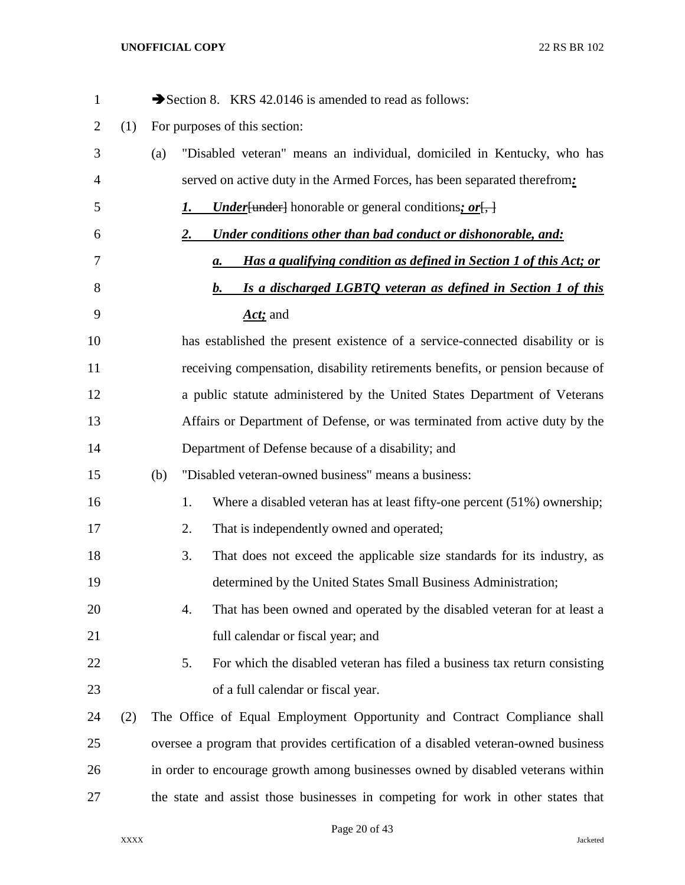➔Section 8. KRS 42.0146 is amended to read as follows:

(1) For purposes of this section:

(a) "Disabled veteran" means an individual, domiciled in Kentucky, who has served on active duty in the Armed Forces, has been separated therefrom***:***

***1.*** ***Under***[under] honorable or general conditions***; or***[, ]

***2.*** ***Under conditions other than bad conduct or dishonorable, and:***

***a.*** ***Has a qualifying condition as defined in Section 1 of this Act; or***

***b.*** ***Is a discharged LGBTQ veteran as defined in Section 1 of this Act;*** and

has established the present existence of a service-connected disability or is receiving compensation, disability retirements benefits, or pension because of a public statute administered by the United States Department of Veterans Affairs or Department of Defense, or was terminated from active duty by the Department of Defense because of a disability; and

(b) "Disabled veteran-owned business" means a business:

1. Where a disabled veteran has at least fifty-one percent (51%) ownership;
2. That is independently owned and operated;
3. That does not exceed the applicable size standards for its industry, as determined by the United States Small Business Administration;
4. That has been owned and operated by the disabled veteran for at least a full calendar or fiscal year; and
5. For which the disabled veteran has filed a business tax return consisting of a full calendar or fiscal year.

(2) The Office of Equal Employment Opportunity and Contract Compliance shall oversee a program that provides certification of a disabled veteran-owned business in order to encourage growth among businesses owned by disabled veterans within the state and assist those businesses in competing for work in other states that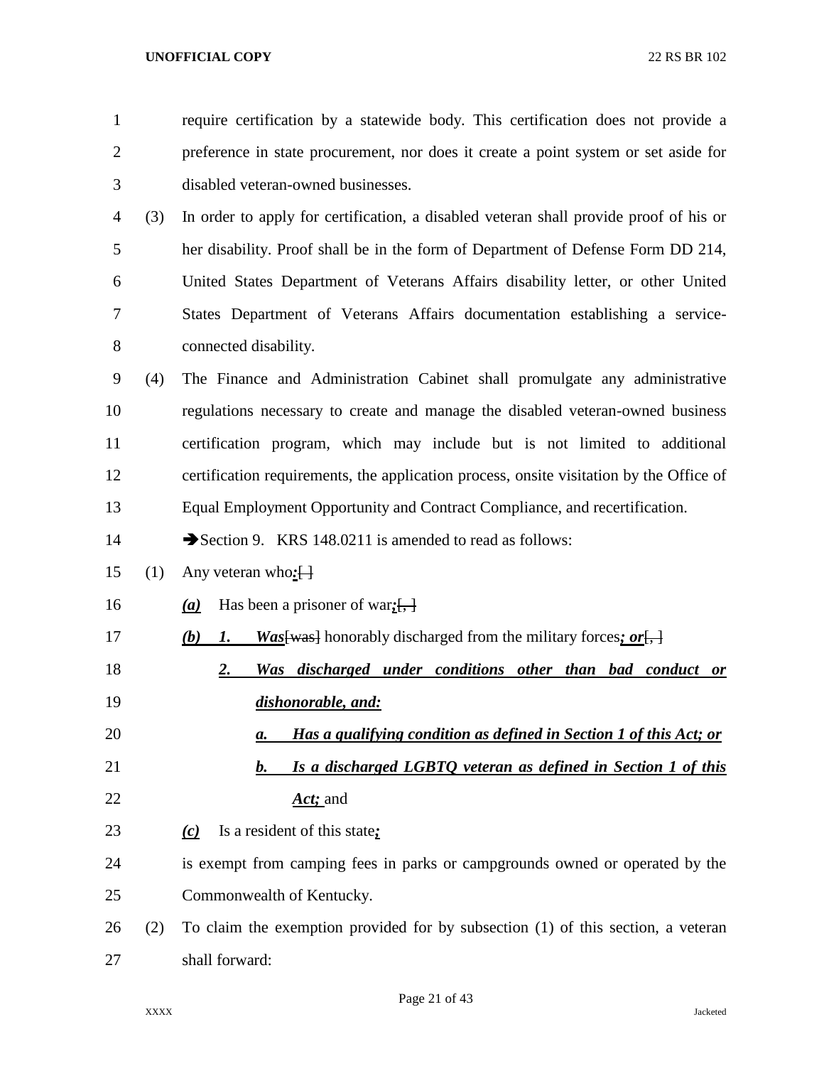require certification by a statewide body. This certification does not provide a preference in state procurement, nor does it create a point system or set aside for disabled veteran-owned businesses.

(3) In order to apply for certification, a disabled veteran shall provide proof of his or her disability. Proof shall be in the form of Department of Defense Form DD 214, United States Department of Veterans Affairs disability letter, or other United States Department of Veterans Affairs documentation establishing a service-connected disability.

(4) The Finance and Administration Cabinet shall promulgate any administrative regulations necessary to create and manage the disabled veteran-owned business certification program, which may include but is not limited to additional certification requirements, the application process, onsite visitation by the Office of Equal Employment Opportunity and Contract Compliance, and recertification.

➔Section 9. KRS 148.0211 is amended to read as follows:

(1) Any veteran who***:***[ ]

***(a)*** Has been a prisoner of war***;***[, ]

***(b)*** ***1.*** ***Was***[was] honorably discharged from the military forces***; or***[, ]

***2.*** ***Was discharged under conditions other than bad conduct or dishonorable, and:***

***a.*** ***Has a qualifying condition as defined in Section 1 of this Act; or***

***b.*** ***Is a discharged LGBTQ veteran as defined in Section 1 of this Act;*** and

***(c)*** Is a resident of this state***;***

is exempt from camping fees in parks or campgrounds owned or operated by the Commonwealth of Kentucky.

(2) To claim the exemption provided for by subsection (1) of this section, a veteran shall forward: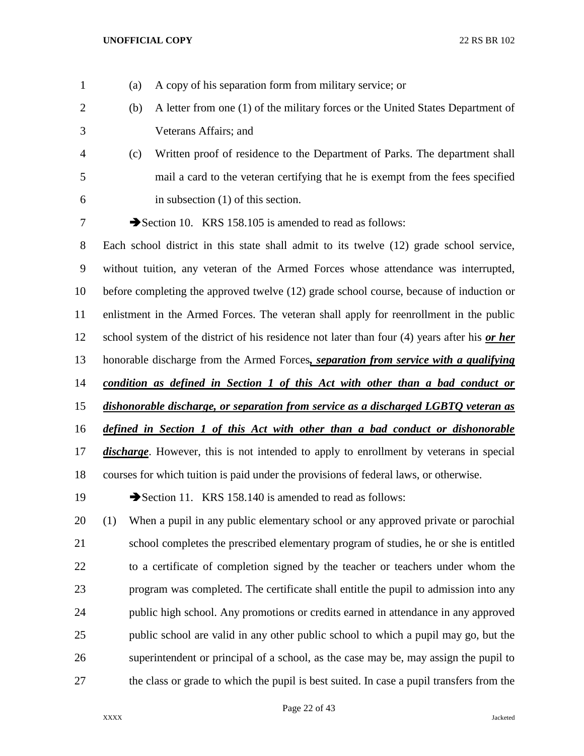(a) A copy of his separation form from military service; or

(b) A letter from one (1) of the military forces or the United States Department of Veterans Affairs; and

(c) Written proof of residence to the Department of Parks. The department shall mail a card to the veteran certifying that he is exempt from the fees specified in subsection (1) of this section.

➔Section 10. KRS 158.105 is amended to read as follows:

Each school district in this state shall admit to its twelve (12) grade school service, without tuition, any veteran of the Armed Forces whose attendance was interrupted, before completing the approved twelve (12) grade school course, because of induction or enlistment in the Armed Forces. The veteran shall apply for reenrollment in the public school system of the district of his residence not later than four (4) years after his ***or her*** honorable discharge from the Armed Forces***, separation from service with a qualifying condition as defined in Section 1 of this Act with other than a bad conduct or dishonorable discharge, or separation from service as a discharged LGBTQ veteran as defined in Section 1 of this Act with other than a bad conduct or dishonorable discharge***. However, this is not intended to apply to enrollment by veterans in special courses for which tuition is paid under the provisions of federal laws, or otherwise.

➔Section 11. KRS 158.140 is amended to read as follows:

(1) When a pupil in any public elementary school or any approved private or parochial school completes the prescribed elementary program of studies, he or she is entitled to a certificate of completion signed by the teacher or teachers under whom the program was completed. The certificate shall entitle the pupil to admission into any public high school. Any promotions or credits earned in attendance in any approved public school are valid in any other public school to which a pupil may go, but the superintendent or principal of a school, as the case may be, may assign the pupil to the class or grade to which the pupil is best suited. In case a pupil transfers from the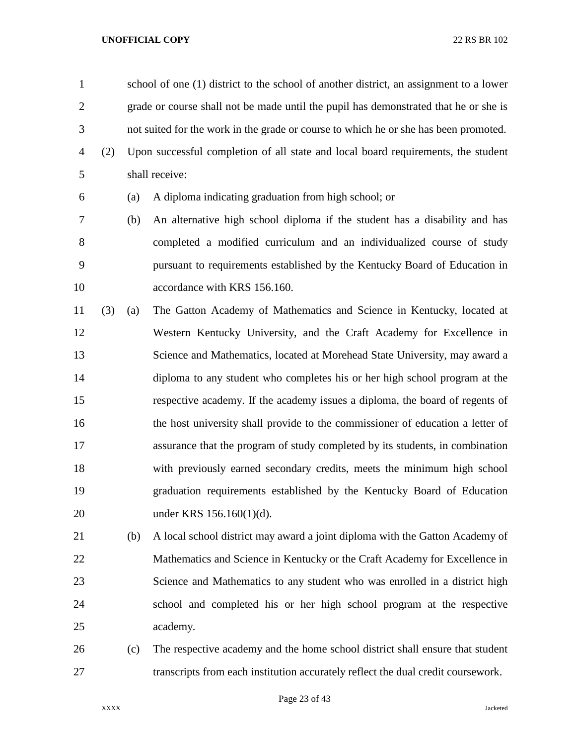school of one (1) district to the school of another district, an assignment to a lower grade or course shall not be made until the pupil has demonstrated that he or she is not suited for the work in the grade or course to which he or she has been promoted.

(2) Upon successful completion of all state and local board requirements, the student shall receive:

(a) A diploma indicating graduation from high school; or

(b) An alternative high school diploma if the student has a disability and has completed a modified curriculum and an individualized course of study pursuant to requirements established by the Kentucky Board of Education in accordance with KRS 156.160.

(3) (a) The Gatton Academy of Mathematics and Science in Kentucky, located at Western Kentucky University, and the Craft Academy for Excellence in Science and Mathematics, located at Morehead State University, may award a diploma to any student who completes his or her high school program at the respective academy. If the academy issues a diploma, the board of regents of the host university shall provide to the commissioner of education a letter of assurance that the program of study completed by its students, in combination with previously earned secondary credits, meets the minimum high school graduation requirements established by the Kentucky Board of Education under KRS 156.160(1)(d).

(b) A local school district may award a joint diploma with the Gatton Academy of Mathematics and Science in Kentucky or the Craft Academy for Excellence in Science and Mathematics to any student who was enrolled in a district high school and completed his or her high school program at the respective academy.

(c) The respective academy and the home school district shall ensure that student transcripts from each institution accurately reflect the dual credit coursework.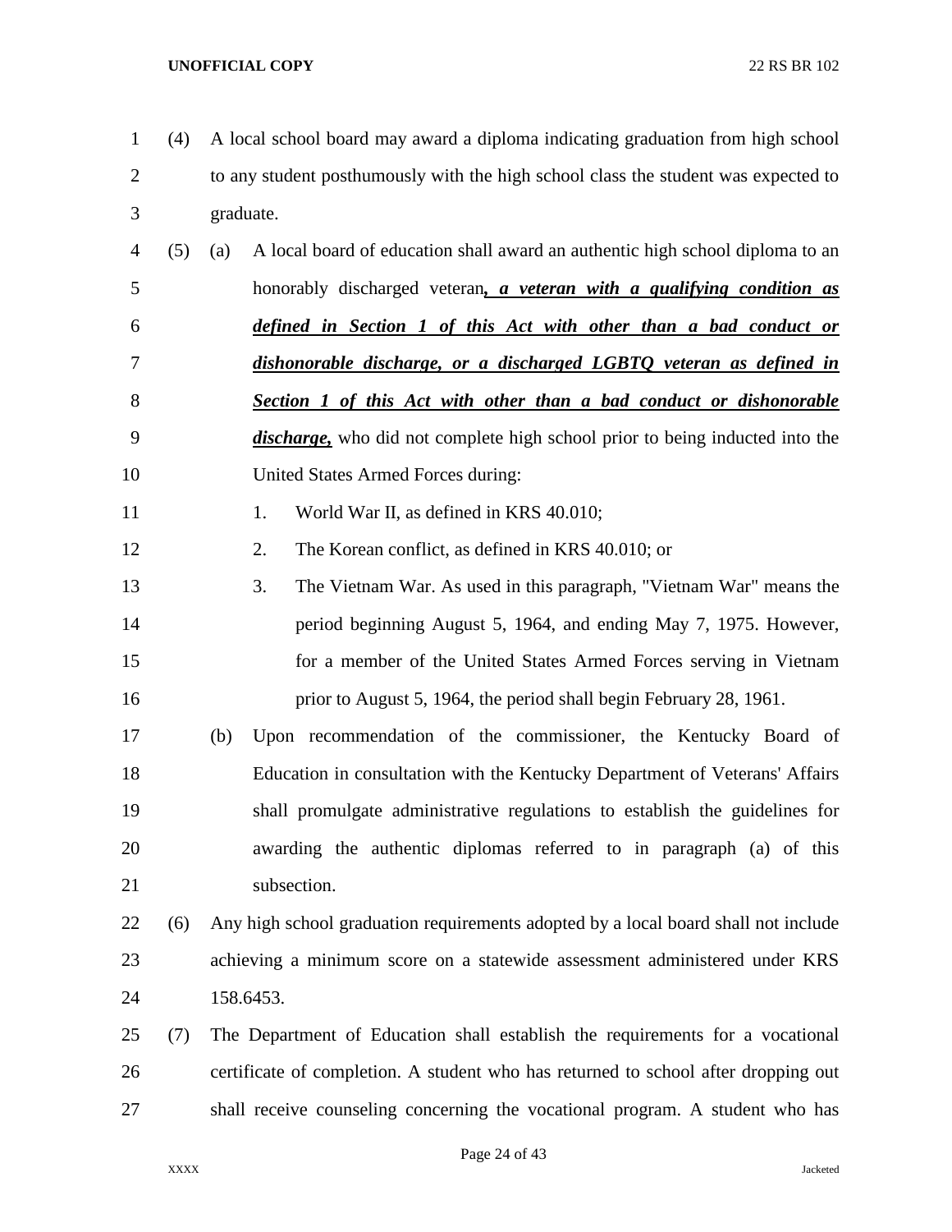(4) A local school board may award a diploma indicating graduation from high school to any student posthumously with the high school class the student was expected to graduate.

(5) (a) A local board of education shall award an authentic high school diploma to an honorably discharged veteran***, a veteran with a qualifying condition as defined in Section 1 of this Act with other than a bad conduct or dishonorable discharge, or a discharged LGBTQ veteran as defined in Section 1 of this Act with other than a bad conduct or dishonorable discharge,*** who did not complete high school prior to being inducted into the United States Armed Forces during:

1. World War II, as defined in KRS 40.010;
2. The Korean conflict, as defined in KRS 40.010; or
3. The Vietnam War. As used in this paragraph, "Vietnam War" means the period beginning August 5, 1964, and ending May 7, 1975. However, for a member of the United States Armed Forces serving in Vietnam prior to August 5, 1964, the period shall begin February 28, 1961.

(b) Upon recommendation of the commissioner, the Kentucky Board of Education in consultation with the Kentucky Department of Veterans' Affairs shall promulgate administrative regulations to establish the guidelines for awarding the authentic diplomas referred to in paragraph (a) of this subsection.

(6) Any high school graduation requirements adopted by a local board shall not include achieving a minimum score on a statewide assessment administered under KRS 158.6453.

(7) The Department of Education shall establish the requirements for a vocational certificate of completion. A student who has returned to school after dropping out shall receive counseling concerning the vocational program. A student who has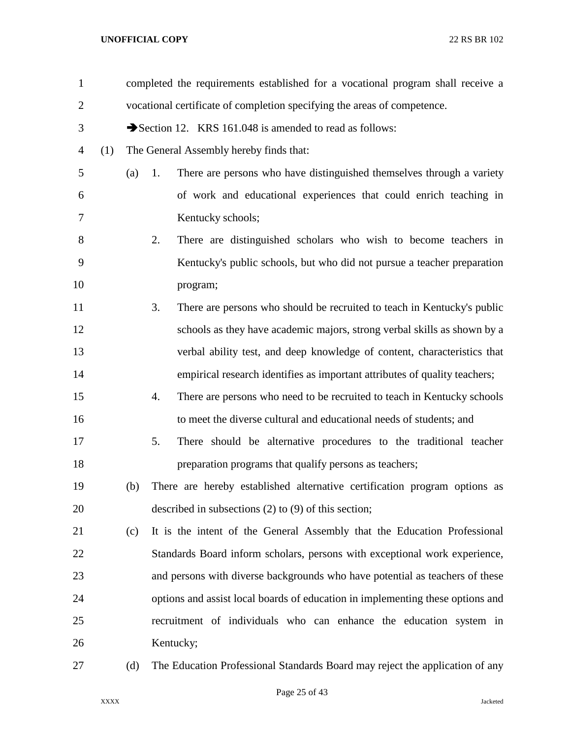completed the requirements established for a vocational program shall receive a vocational certificate of completion specifying the areas of competence.

➔Section 12. KRS 161.048 is amended to read as follows:

(1) The General Assembly hereby finds that:

(a) 1. There are persons who have distinguished themselves through a variety of work and educational experiences that could enrich teaching in Kentucky schools;

2. There are distinguished scholars who wish to become teachers in Kentucky's public schools, but who did not pursue a teacher preparation program;

3. There are persons who should be recruited to teach in Kentucky's public schools as they have academic majors, strong verbal skills as shown by a verbal ability test, and deep knowledge of content, characteristics that empirical research identifies as important attributes of quality teachers;

4. There are persons who need to be recruited to teach in Kentucky schools to meet the diverse cultural and educational needs of students; and

5. There should be alternative procedures to the traditional teacher preparation programs that qualify persons as teachers;

(b) There are hereby established alternative certification program options as described in subsections (2) to (9) of this section;

(c) It is the intent of the General Assembly that the Education Professional Standards Board inform scholars, persons with exceptional work experience, and persons with diverse backgrounds who have potential as teachers of these options and assist local boards of education in implementing these options and recruitment of individuals who can enhance the education system in Kentucky;

(d) The Education Professional Standards Board may reject the application of any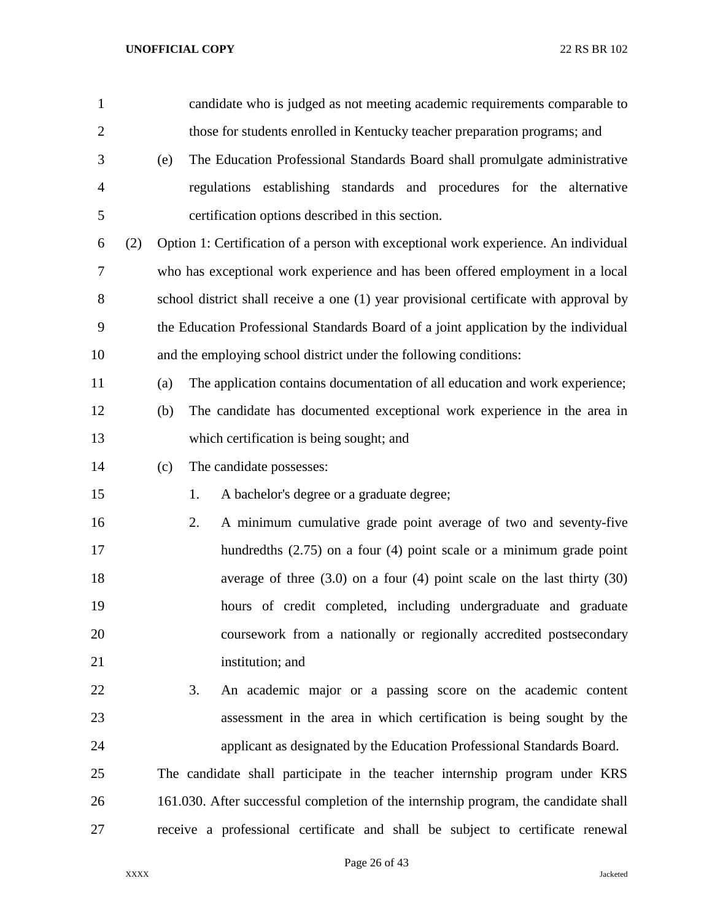candidate who is judged as not meeting academic requirements comparable to those for students enrolled in Kentucky teacher preparation programs; and

(e) The Education Professional Standards Board shall promulgate administrative regulations establishing standards and procedures for the alternative certification options described in this section.

(2) Option 1: Certification of a person with exceptional work experience. An individual who has exceptional work experience and has been offered employment in a local school district shall receive a one (1) year provisional certificate with approval by the Education Professional Standards Board of a joint application by the individual and the employing school district under the following conditions:

(a) The application contains documentation of all education and work experience;

(b) The candidate has documented exceptional work experience in the area in which certification is being sought; and

(c) The candidate possesses:

1. A bachelor's degree or a graduate degree;

2. A minimum cumulative grade point average of two and seventy-five hundredths (2.75) on a four (4) point scale or a minimum grade point average of three (3.0) on a four (4) point scale on the last thirty (30) hours of credit completed, including undergraduate and graduate coursework from a nationally or regionally accredited postsecondary institution; and

3. An academic major or a passing score on the academic content assessment in the area in which certification is being sought by the applicant as designated by the Education Professional Standards Board.

The candidate shall participate in the teacher internship program under KRS 161.030. After successful completion of the internship program, the candidate shall receive a professional certificate and shall be subject to certificate renewal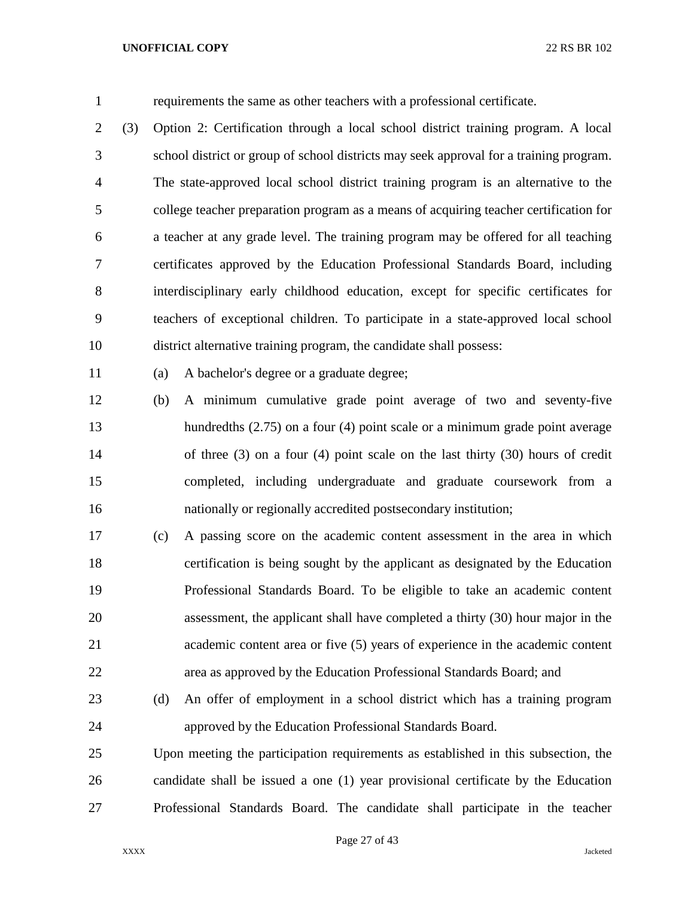requirements the same as other teachers with a professional certificate.

(3) Option 2: Certification through a local school district training program. A local school district or group of school districts may seek approval for a training program. The state-approved local school district training program is an alternative to the college teacher preparation program as a means of acquiring teacher certification for a teacher at any grade level. The training program may be offered for all teaching certificates approved by the Education Professional Standards Board, including interdisciplinary early childhood education, except for specific certificates for teachers of exceptional children. To participate in a state-approved local school district alternative training program, the candidate shall possess:

(a) A bachelor's degree or a graduate degree;

(b) A minimum cumulative grade point average of two and seventy-five hundredths (2.75) on a four (4) point scale or a minimum grade point average of three (3) on a four (4) point scale on the last thirty (30) hours of credit completed, including undergraduate and graduate coursework from a nationally or regionally accredited postsecondary institution;

(c) A passing score on the academic content assessment in the area in which certification is being sought by the applicant as designated by the Education Professional Standards Board. To be eligible to take an academic content assessment, the applicant shall have completed a thirty (30) hour major in the academic content area or five (5) years of experience in the academic content area as approved by the Education Professional Standards Board; and

(d) An offer of employment in a school district which has a training program approved by the Education Professional Standards Board.

Upon meeting the participation requirements as established in this subsection, the candidate shall be issued a one (1) year provisional certificate by the Education Professional Standards Board. The candidate shall participate in the teacher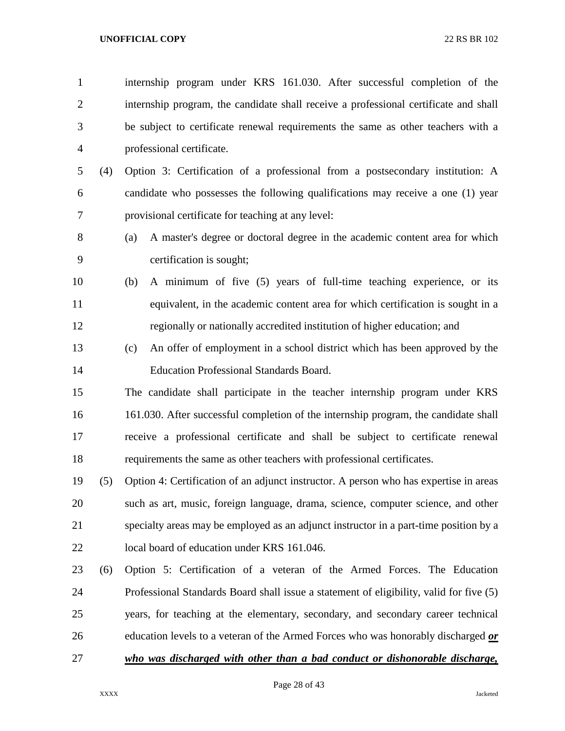internship program under KRS 161.030. After successful completion of the internship program, the candidate shall receive a professional certificate and shall be subject to certificate renewal requirements the same as other teachers with a professional certificate.

(4) Option 3: Certification of a professional from a postsecondary institution: A candidate who possesses the following qualifications may receive a one (1) year provisional certificate for teaching at any level:

(a) A master's degree or doctoral degree in the academic content area for which certification is sought;

(b) A minimum of five (5) years of full-time teaching experience, or its equivalent, in the academic content area for which certification is sought in a regionally or nationally accredited institution of higher education; and

(c) An offer of employment in a school district which has been approved by the Education Professional Standards Board.

The candidate shall participate in the teacher internship program under KRS 161.030. After successful completion of the internship program, the candidate shall receive a professional certificate and shall be subject to certificate renewal requirements the same as other teachers with professional certificates.

(5) Option 4: Certification of an adjunct instructor. A person who has expertise in areas such as art, music, foreign language, drama, science, computer science, and other specialty areas may be employed as an adjunct instructor in a part-time position by a local board of education under KRS 161.046.

(6) Option 5: Certification of a veteran of the Armed Forces. The Education Professional Standards Board shall issue a statement of eligibility, valid for five (5) years, for teaching at the elementary, secondary, and secondary career technical education levels to a veteran of the Armed Forces who was honorably discharged ***or who was discharged with other than a bad conduct or dishonorable discharge,***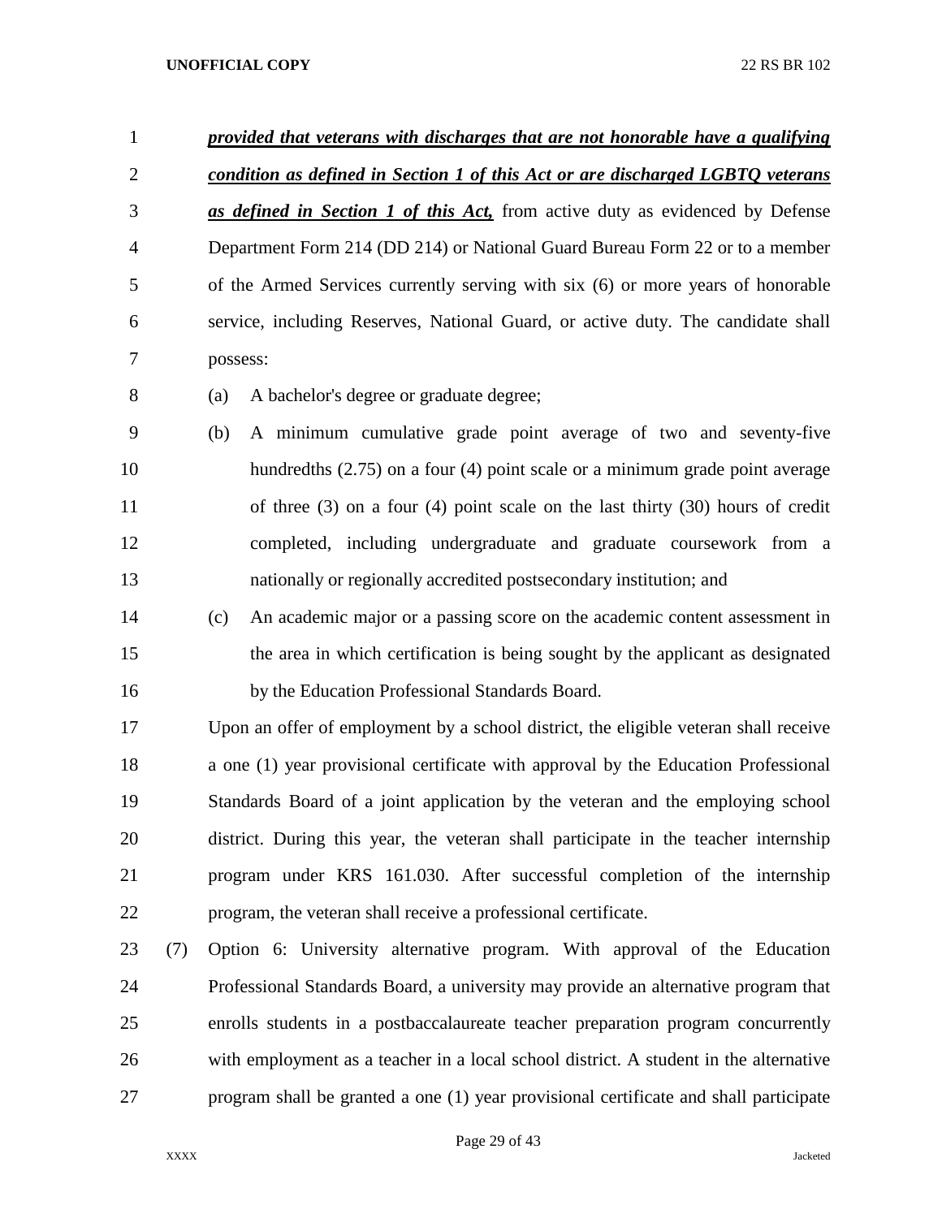***provided that veterans with discharges that are not honorable have a qualifying condition as defined in Section 1 of this Act or are discharged LGBTQ veterans as defined in Section 1 of this Act,*** from active duty as evidenced by Defense Department Form 214 (DD 214) or National Guard Bureau Form 22 or to a member of the Armed Services currently serving with six (6) or more years of honorable service, including Reserves, National Guard, or active duty. The candidate shall possess:

(a) A bachelor's degree or graduate degree;

(b) A minimum cumulative grade point average of two and seventy-five hundredths (2.75) on a four (4) point scale or a minimum grade point average of three (3) on a four (4) point scale on the last thirty (30) hours of credit completed, including undergraduate and graduate coursework from a nationally or regionally accredited postsecondary institution; and

(c) An academic major or a passing score on the academic content assessment in the area in which certification is being sought by the applicant as designated by the Education Professional Standards Board.

Upon an offer of employment by a school district, the eligible veteran shall receive a one (1) year provisional certificate with approval by the Education Professional Standards Board of a joint application by the veteran and the employing school district. During this year, the veteran shall participate in the teacher internship program under KRS 161.030. After successful completion of the internship program, the veteran shall receive a professional certificate.

(7) Option 6: University alternative program. With approval of the Education Professional Standards Board, a university may provide an alternative program that enrolls students in a postbaccalaureate teacher preparation program concurrently with employment as a teacher in a local school district. A student in the alternative program shall be granted a one (1) year provisional certificate and shall participate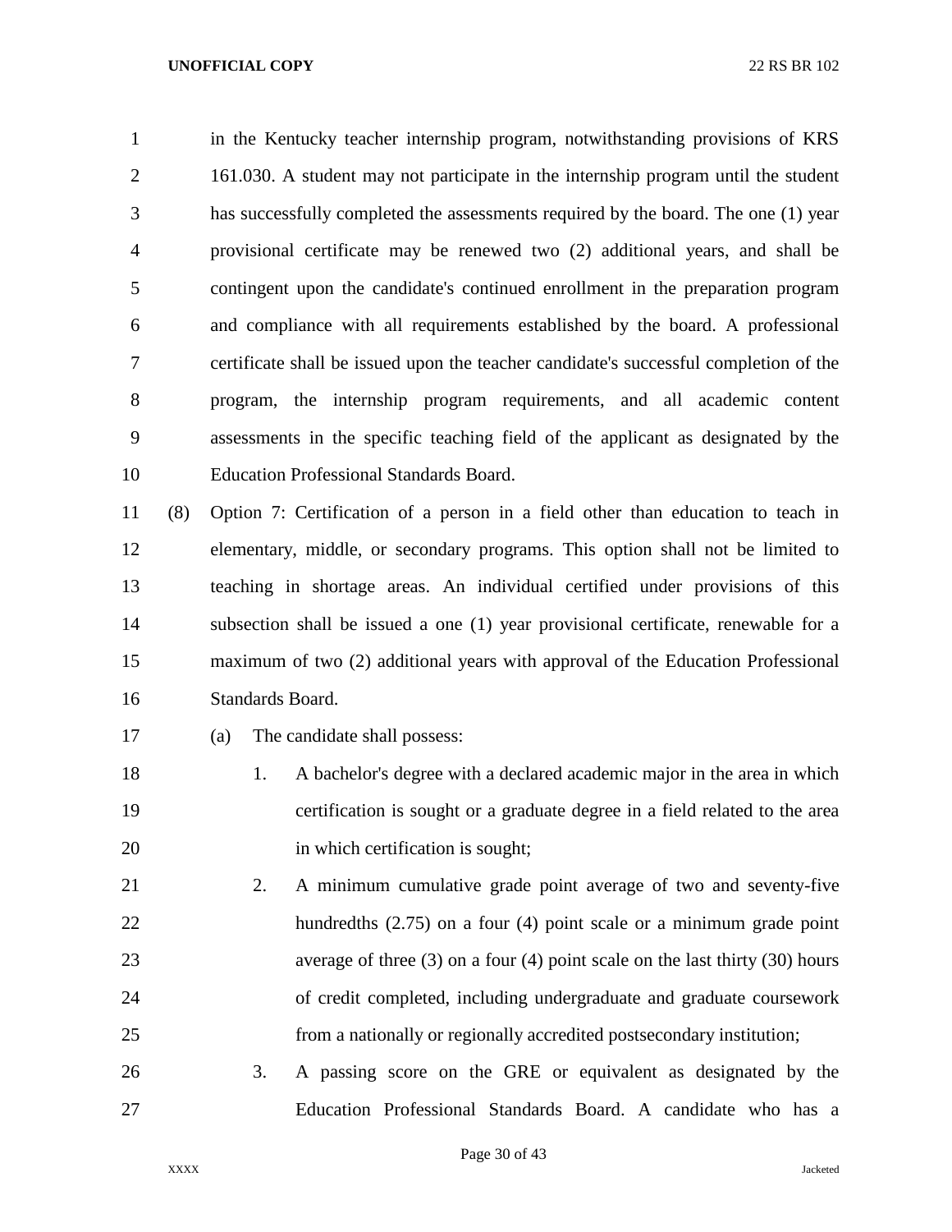in the Kentucky teacher internship program, notwithstanding provisions of KRS 161.030. A student may not participate in the internship program until the student has successfully completed the assessments required by the board. The one (1) year provisional certificate may be renewed two (2) additional years, and shall be contingent upon the candidate's continued enrollment in the preparation program and compliance with all requirements established by the board. A professional certificate shall be issued upon the teacher candidate's successful completion of the program, the internship program requirements, and all academic content assessments in the specific teaching field of the applicant as designated by the Education Professional Standards Board.

(8) Option 7: Certification of a person in a field other than education to teach in elementary, middle, or secondary programs. This option shall not be limited to teaching in shortage areas. An individual certified under provisions of this subsection shall be issued a one (1) year provisional certificate, renewable for a maximum of two (2) additional years with approval of the Education Professional Standards Board.

(a) The candidate shall possess:

1. A bachelor's degree with a declared academic major in the area in which certification is sought or a graduate degree in a field related to the area in which certification is sought;

2. A minimum cumulative grade point average of two and seventy-five hundredths (2.75) on a four (4) point scale or a minimum grade point average of three (3) on a four (4) point scale on the last thirty (30) hours of credit completed, including undergraduate and graduate coursework from a nationally or regionally accredited postsecondary institution;

3. A passing score on the GRE or equivalent as designated by the Education Professional Standards Board. A candidate who has a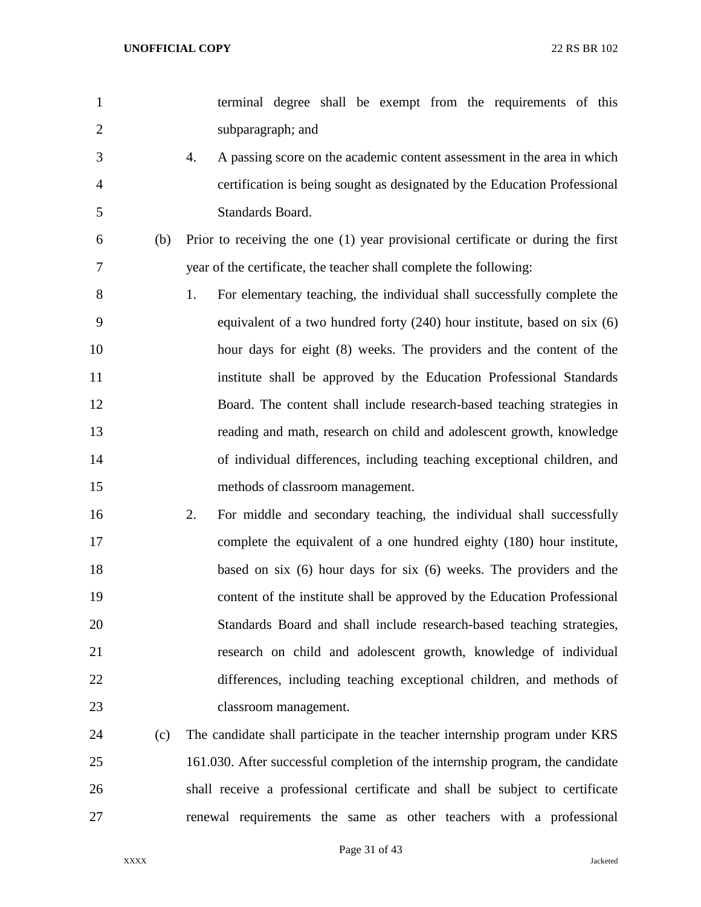terminal degree shall be exempt from the requirements of this subparagraph; and

4. A passing score on the academic content assessment in the area in which certification is being sought as designated by the Education Professional Standards Board.

(b) Prior to receiving the one (1) year provisional certificate or during the first year of the certificate, the teacher shall complete the following:

1. For elementary teaching, the individual shall successfully complete the equivalent of a two hundred forty (240) hour institute, based on six (6) hour days for eight (8) weeks. The providers and the content of the institute shall be approved by the Education Professional Standards Board. The content shall include research-based teaching strategies in reading and math, research on child and adolescent growth, knowledge of individual differences, including teaching exceptional children, and methods of classroom management.

2. For middle and secondary teaching, the individual shall successfully complete the equivalent of a one hundred eighty (180) hour institute, based on six (6) hour days for six (6) weeks. The providers and the content of the institute shall be approved by the Education Professional Standards Board and shall include research-based teaching strategies, research on child and adolescent growth, knowledge of individual differences, including teaching exceptional children, and methods of classroom management.

(c) The candidate shall participate in the teacher internship program under KRS 161.030. After successful completion of the internship program, the candidate shall receive a professional certificate and shall be subject to certificate renewal requirements the same as other teachers with a professional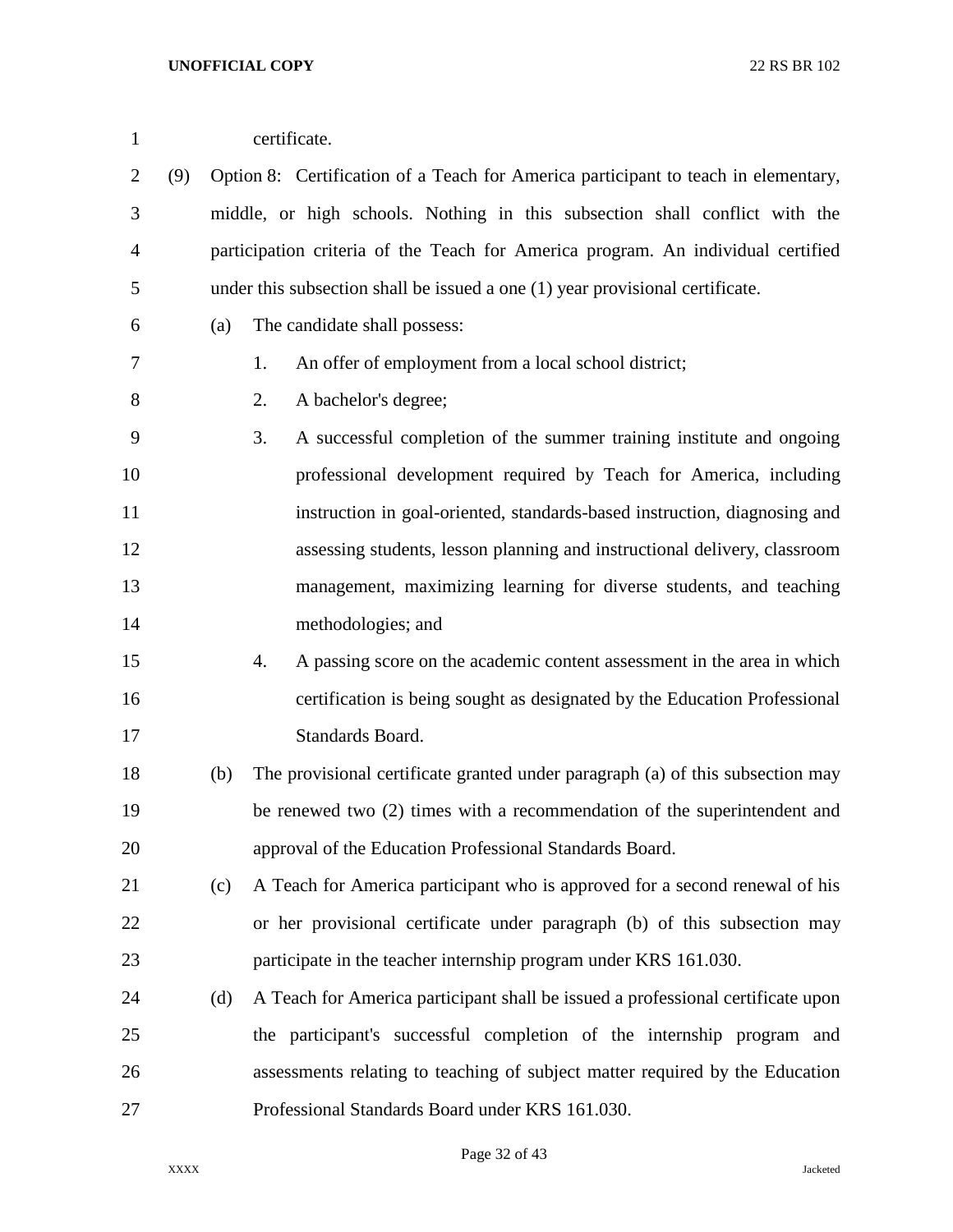certificate.

(9) Option 8: Certification of a Teach for America participant to teach in elementary, middle, or high schools. Nothing in this subsection shall conflict with the participation criteria of the Teach for America program. An individual certified under this subsection shall be issued a one (1) year provisional certificate.

(a) The candidate shall possess:

1. An offer of employment from a local school district;
2. A bachelor's degree;
3. A successful completion of the summer training institute and ongoing professional development required by Teach for America, including instruction in goal-oriented, standards-based instruction, diagnosing and assessing students, lesson planning and instructional delivery, classroom management, maximizing learning for diverse students, and teaching methodologies; and
4. A passing score on the academic content assessment in the area in which certification is being sought as designated by the Education Professional Standards Board.

(b) The provisional certificate granted under paragraph (a) of this subsection may be renewed two (2) times with a recommendation of the superintendent and approval of the Education Professional Standards Board.

(c) A Teach for America participant who is approved for a second renewal of his or her provisional certificate under paragraph (b) of this subsection may participate in the teacher internship program under KRS 161.030.

(d) A Teach for America participant shall be issued a professional certificate upon the participant's successful completion of the internship program and assessments relating to teaching of subject matter required by the Education Professional Standards Board under KRS 161.030.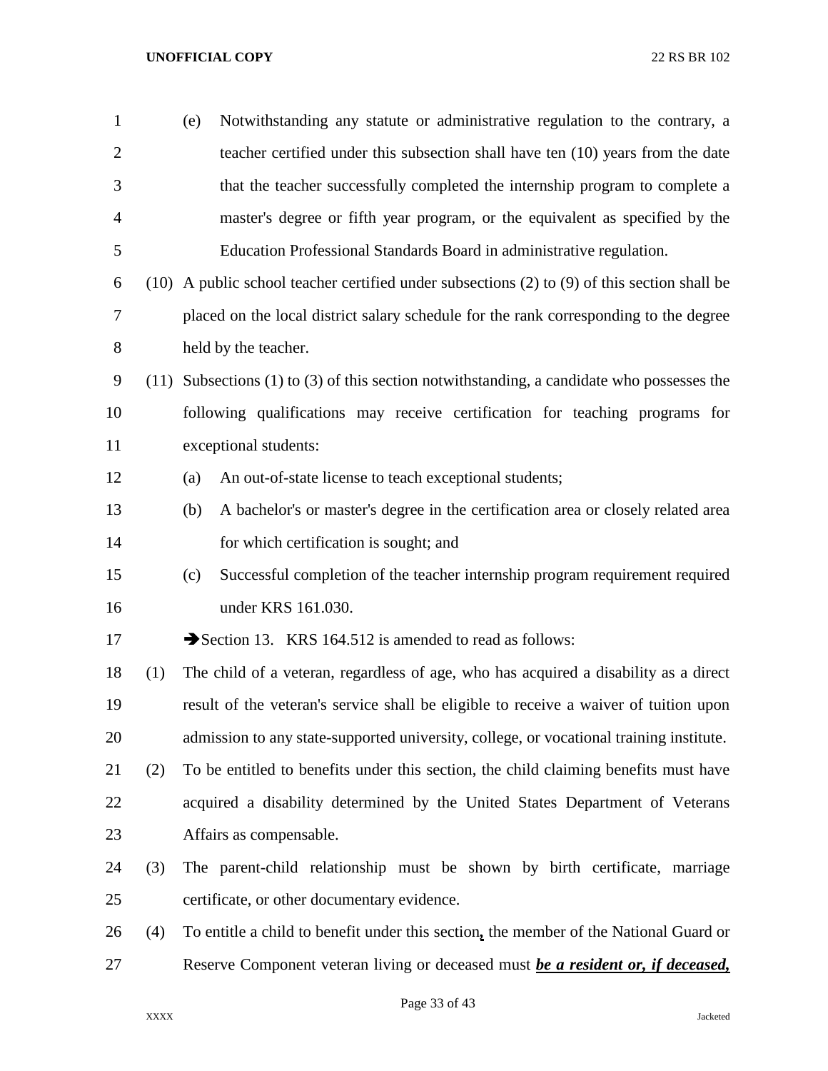(e) Notwithstanding any statute or administrative regulation to the contrary, a teacher certified under this subsection shall have ten (10) years from the date that the teacher successfully completed the internship program to complete a master's degree or fifth year program, or the equivalent as specified by the Education Professional Standards Board in administrative regulation.

(10) A public school teacher certified under subsections (2) to (9) of this section shall be placed on the local district salary schedule for the rank corresponding to the degree held by the teacher.

(11) Subsections (1) to (3) of this section notwithstanding, a candidate who possesses the following qualifications may receive certification for teaching programs for exceptional students:

(a) An out-of-state license to teach exceptional students;

(b) A bachelor's or master's degree in the certification area or closely related area for which certification is sought; and

(c) Successful completion of the teacher internship program requirement required under KRS 161.030.

➔Section 13. KRS 164.512 is amended to read as follows:

(1) The child of a veteran, regardless of age, who has acquired a disability as a direct result of the veteran's service shall be eligible to receive a waiver of tuition upon admission to any state-supported university, college, or vocational training institute.

(2) To be entitled to benefits under this section, the child claiming benefits must have acquired a disability determined by the United States Department of Veterans Affairs as compensable.

(3) The parent-child relationship must be shown by birth certificate, marriage certificate, or other documentary evidence.

(4) To entitle a child to benefit under this section***,*** the member of the National Guard or Reserve Component veteran living or deceased must ***be a resident or, if deceased,***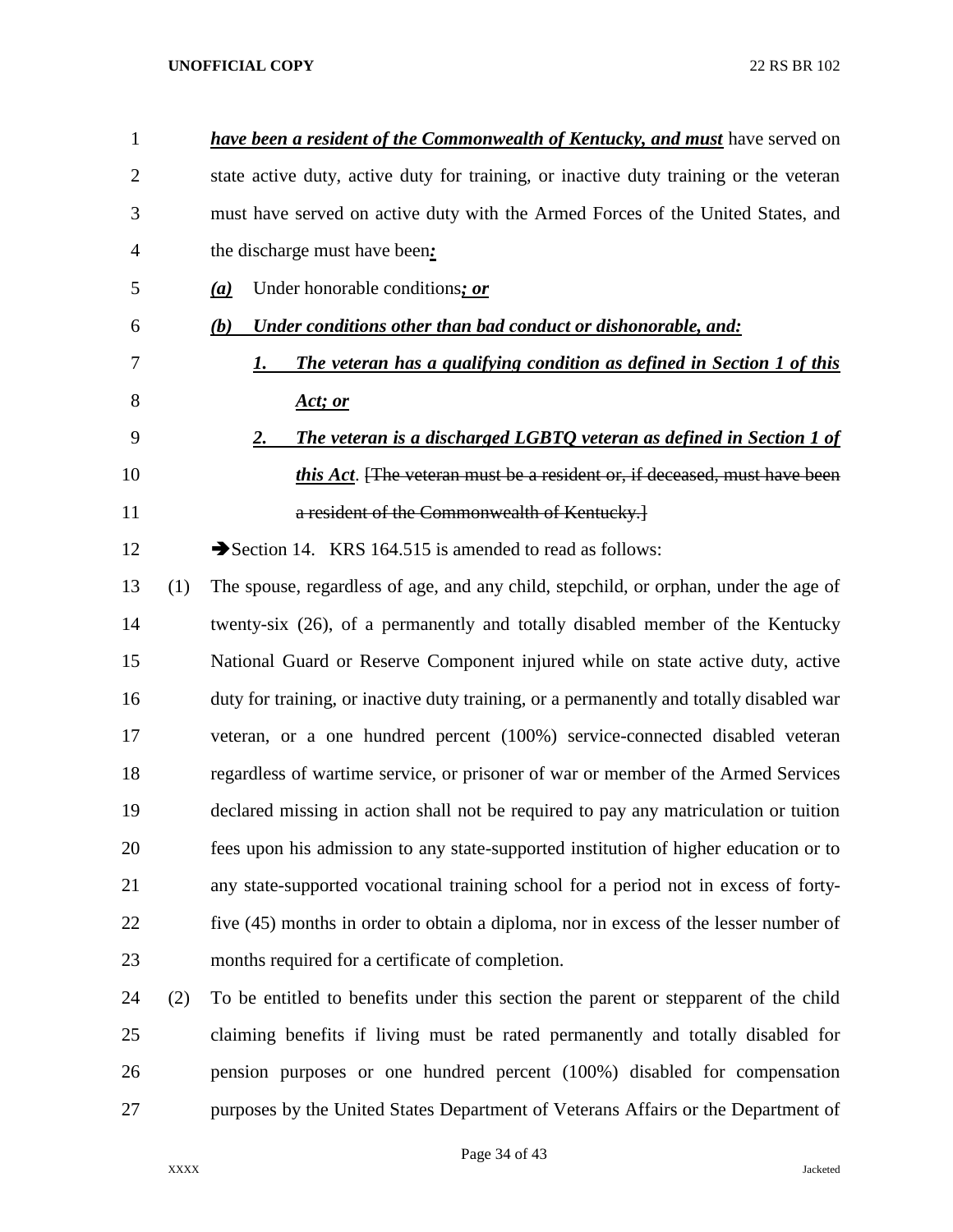***have been a resident of the Commonwealth of Kentucky, and must*** have served on state active duty, active duty for training, or inactive duty training or the veteran must have served on active duty with the Armed Forces of the United States, and the discharge must have been***:***

***(a)*** Under honorable conditions***; or***

***(b) Under conditions other than bad conduct or dishonorable, and:***

***1. The veteran has a qualifying condition as defined in Section 1 of this Act; or***

***2. The veteran is a discharged LGBTQ veteran as defined in Section 1 of this Act***. [~~The veteran must be a resident or, if deceased, must have been a resident of the Commonwealth of Kentucky.~~]

➔Section 14. KRS 164.515 is amended to read as follows:

(1) The spouse, regardless of age, and any child, stepchild, or orphan, under the age of twenty-six (26), of a permanently and totally disabled member of the Kentucky National Guard or Reserve Component injured while on state active duty, active duty for training, or inactive duty training, or a permanently and totally disabled war veteran, or a one hundred percent (100%) service-connected disabled veteran regardless of wartime service, or prisoner of war or member of the Armed Services declared missing in action shall not be required to pay any matriculation or tuition fees upon his admission to any state-supported institution of higher education or to any state-supported vocational training school for a period not in excess of forty-five (45) months in order to obtain a diploma, nor in excess of the lesser number of months required for a certificate of completion.

(2) To be entitled to benefits under this section the parent or stepparent of the child claiming benefits if living must be rated permanently and totally disabled for pension purposes or one hundred percent (100%) disabled for compensation purposes by the United States Department of Veterans Affairs or the Department of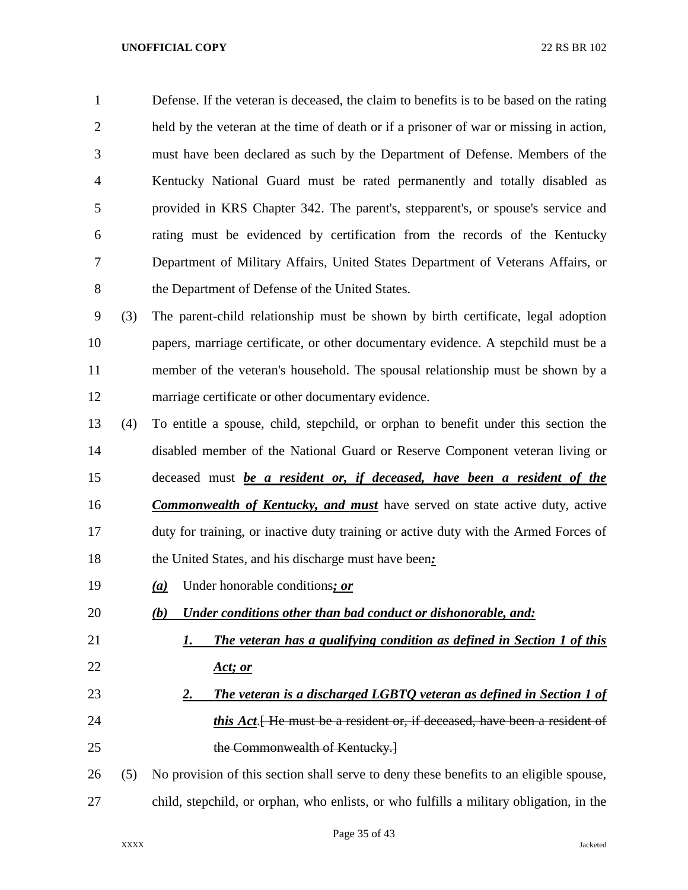Defense. If the veteran is deceased, the claim to benefits is to be based on the rating held by the veteran at the time of death or if a prisoner of war or missing in action, must have been declared as such by the Department of Defense. Members of the Kentucky National Guard must be rated permanently and totally disabled as provided in KRS Chapter 342. The parent's, stepparent's, or spouse's service and rating must be evidenced by certification from the records of the Kentucky Department of Military Affairs, United States Department of Veterans Affairs, or the Department of Defense of the United States.

(3) The parent-child relationship must be shown by birth certificate, legal adoption papers, marriage certificate, or other documentary evidence. A stepchild must be a member of the veteran's household. The spousal relationship must be shown by a marriage certificate or other documentary evidence.

(4) To entitle a spouse, child, stepchild, or orphan to benefit under this section the disabled member of the National Guard or Reserve Component veteran living or deceased must ***be a resident or, if deceased, have been a resident of the Commonwealth of Kentucky, and must*** have served on state active duty, active duty for training, or inactive duty training or active duty with the Armed Forces of the United States, and his discharge must have been***:***

***(a)*** Under honorable conditions***; or***

***(b) Under conditions other than bad conduct or dishonorable, and:***

***1. The veteran has a qualifying condition as defined in Section 1 of this Act; or***

***2. The veteran is a discharged LGBTQ veteran as defined in Section 1 of this Act***.~~[ He must be a resident or, if deceased, have been a resident of the Commonwealth of Kentucky.]~~

(5) No provision of this section shall serve to deny these benefits to an eligible spouse, child, stepchild, or orphan, who enlists, or who fulfills a military obligation, in the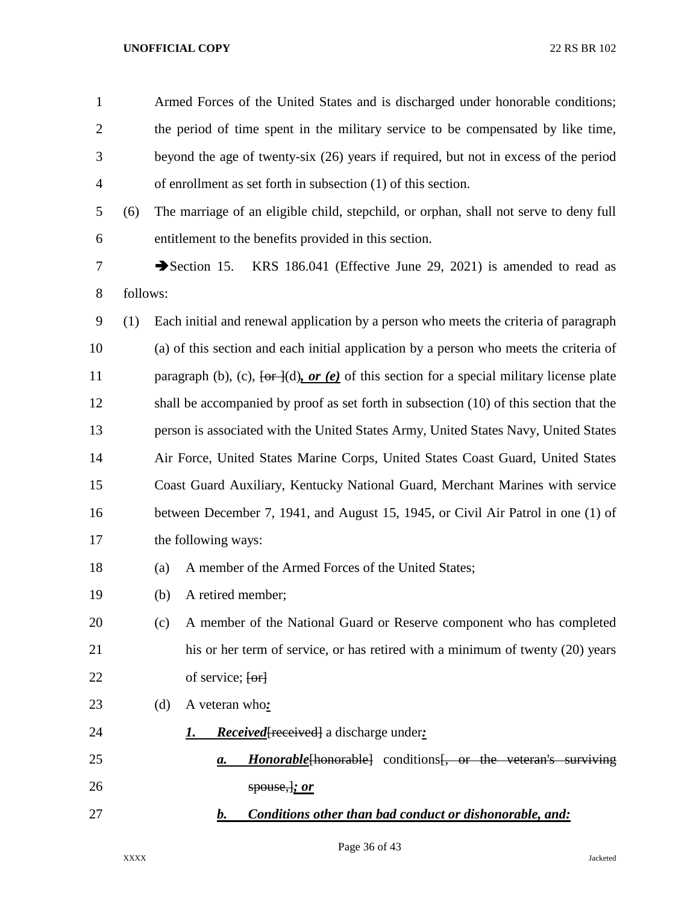Armed Forces of the United States and is discharged under honorable conditions; the period of time spent in the military service to be compensated by like time, beyond the age of twenty-six (26) years if required, but not in excess of the period of enrollment as set forth in subsection (1) of this section.

(6) The marriage of an eligible child, stepchild, or orphan, shall not serve to deny full entitlement to the benefits provided in this section.

➔Section 15. KRS 186.041 (Effective June 29, 2021) is amended to read as follows:

(1) Each initial and renewal application by a person who meets the criteria of paragraph (a) of this section and each initial application by a person who meets the criteria of paragraph (b), (c), [or ](d)***, or (e)*** of this section for a special military license plate shall be accompanied by proof as set forth in subsection (10) of this section that the person is associated with the United States Army, United States Navy, United States Air Force, United States Marine Corps, United States Coast Guard, United States Coast Guard Auxiliary, Kentucky National Guard, Merchant Marines with service between December 7, 1941, and August 15, 1945, or Civil Air Patrol in one (1) of the following ways:

(a) A member of the Armed Forces of the United States;

(b) A retired member;

(c) A member of the National Guard or Reserve component who has completed his or her term of service, or has retired with a minimum of twenty (20) years of service; [or]

(d) A veteran who***:***

***1. Received***[received] a discharge under***:***

***a. Honorable***[honorable] conditions[, or the veteran's surviving spouse,]***; or***

***b. Conditions other than bad conduct or dishonorable, and:***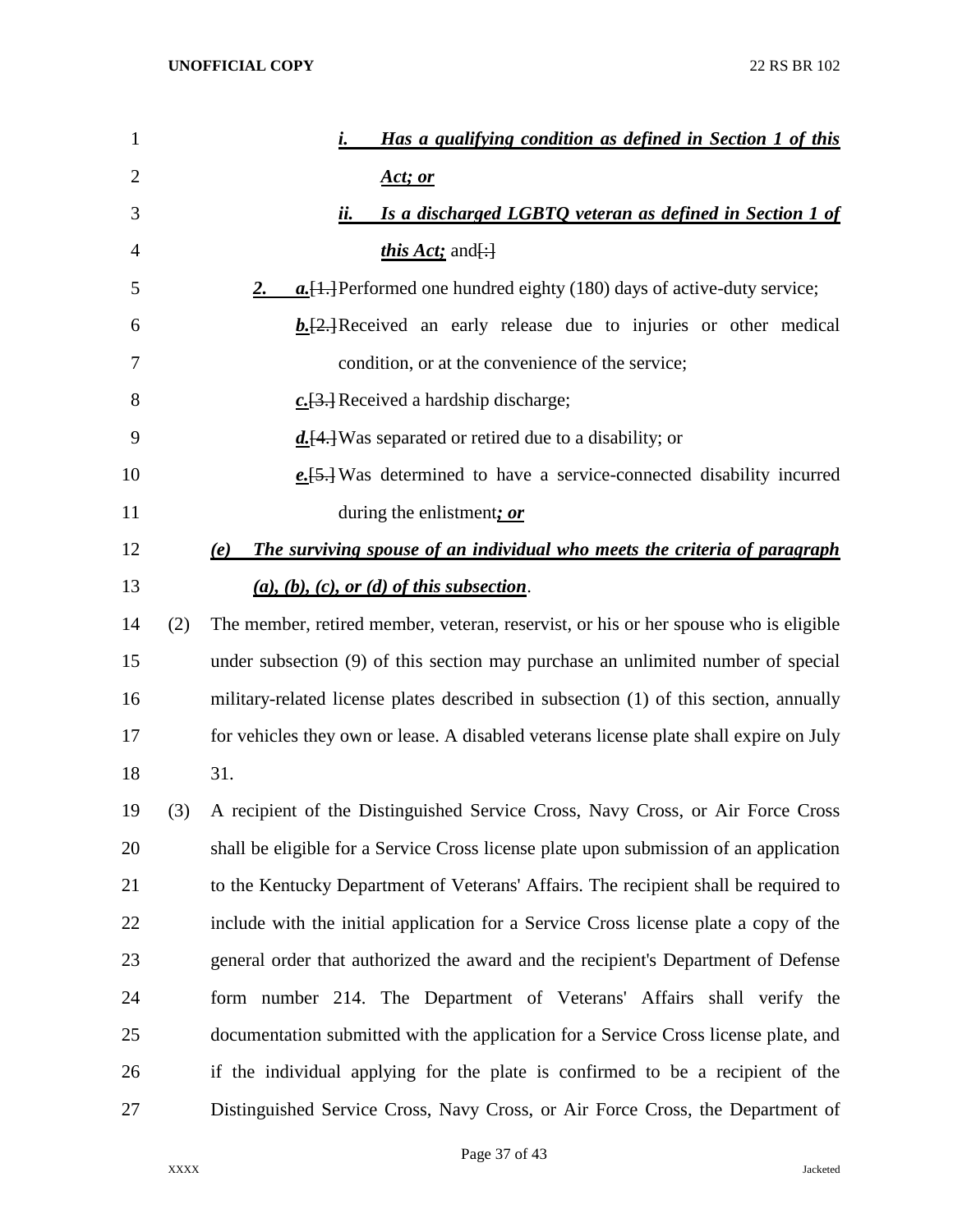*__i.__* *__Has a qualifying condition as defined in Section 1 of this Act; or__*

*__ii.__* *__Is a discharged LGBTQ veteran as defined in Section 1 of this Act;__* and[:]

*__2.__* *__a.__*[1.] Performed one hundred eighty (180) days of active-duty service;

*__b.__*[2.] Received an early release due to injuries or other medical condition, or at the convenience of the service;

*__c.__*[3.] Received a hardship discharge;

*__d.__*[4.] Was separated or retired due to a disability; or

*__e.__*[5.] Was determined to have a service-connected disability incurred during the enlistment*__; or__*

*__(e)__* *__The surviving spouse of an individual who meets the criteria of paragraph (a), (b), (c), or (d) of this subsection__*.

(2) The member, retired member, veteran, reservist, or his or her spouse who is eligible under subsection (9) of this section may purchase an unlimited number of special military-related license plates described in subsection (1) of this section, annually for vehicles they own or lease. A disabled veterans license plate shall expire on July 31.

(3) A recipient of the Distinguished Service Cross, Navy Cross, or Air Force Cross shall be eligible for a Service Cross license plate upon submission of an application to the Kentucky Department of Veterans' Affairs. The recipient shall be required to include with the initial application for a Service Cross license plate a copy of the general order that authorized the award and the recipient's Department of Defense form number 214. The Department of Veterans' Affairs shall verify the documentation submitted with the application for a Service Cross license plate, and if the individual applying for the plate is confirmed to be a recipient of the Distinguished Service Cross, Navy Cross, or Air Force Cross, the Department of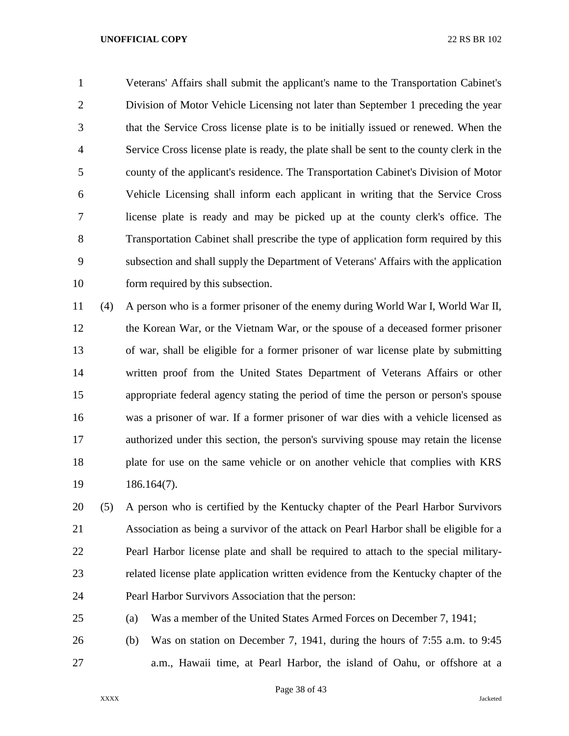Veterans' Affairs shall submit the applicant's name to the Transportation Cabinet's Division of Motor Vehicle Licensing not later than September 1 preceding the year that the Service Cross license plate is to be initially issued or renewed. When the Service Cross license plate is ready, the plate shall be sent to the county clerk in the county of the applicant's residence. The Transportation Cabinet's Division of Motor Vehicle Licensing shall inform each applicant in writing that the Service Cross license plate is ready and may be picked up at the county clerk's office. The Transportation Cabinet shall prescribe the type of application form required by this subsection and shall supply the Department of Veterans' Affairs with the application form required by this subsection.

(4) A person who is a former prisoner of the enemy during World War I, World War II, the Korean War, or the Vietnam War, or the spouse of a deceased former prisoner of war, shall be eligible for a former prisoner of war license plate by submitting written proof from the United States Department of Veterans Affairs or other appropriate federal agency stating the period of time the person or person's spouse was a prisoner of war. If a former prisoner of war dies with a vehicle licensed as authorized under this section, the person's surviving spouse may retain the license plate for use on the same vehicle or on another vehicle that complies with KRS 186.164(7).

(5) A person who is certified by the Kentucky chapter of the Pearl Harbor Survivors Association as being a survivor of the attack on Pearl Harbor shall be eligible for a Pearl Harbor license plate and shall be required to attach to the special military-related license plate application written evidence from the Kentucky chapter of the Pearl Harbor Survivors Association that the person:

(a) Was a member of the United States Armed Forces on December 7, 1941;

(b) Was on station on December 7, 1941, during the hours of 7:55 a.m. to 9:45 a.m., Hawaii time, at Pearl Harbor, the island of Oahu, or offshore at a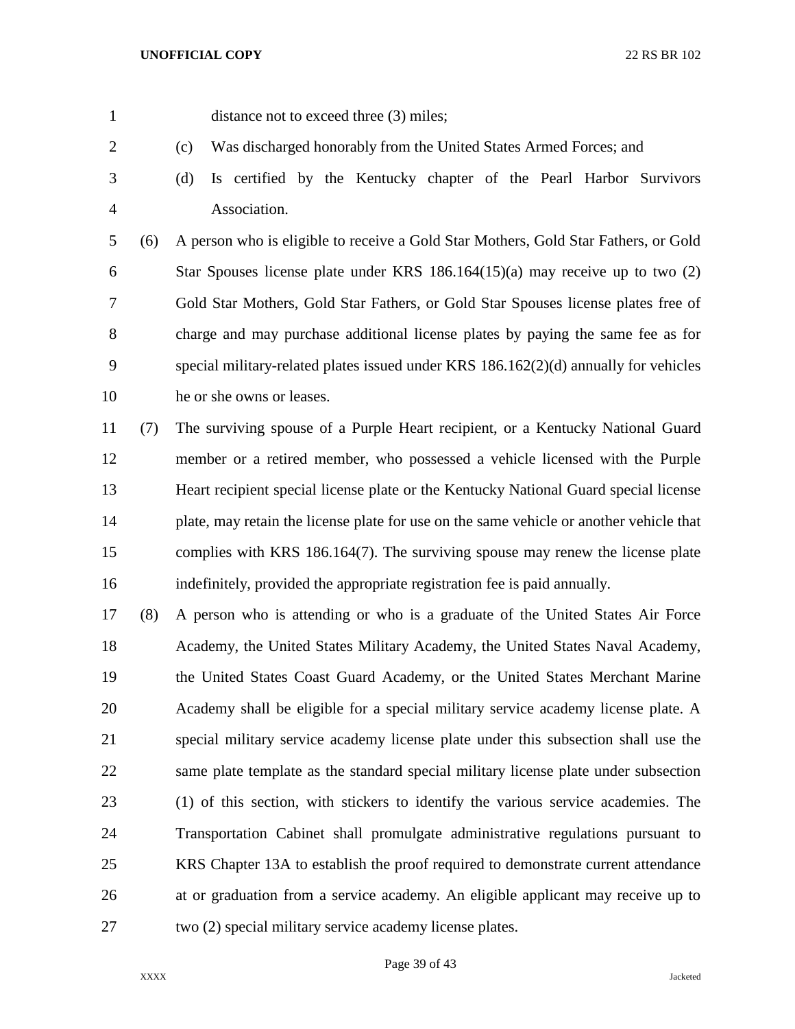distance not to exceed three (3) miles;

(c) Was discharged honorably from the United States Armed Forces; and

(d) Is certified by the Kentucky chapter of the Pearl Harbor Survivors Association.

(6) A person who is eligible to receive a Gold Star Mothers, Gold Star Fathers, or Gold Star Spouses license plate under KRS 186.164(15)(a) may receive up to two (2) Gold Star Mothers, Gold Star Fathers, or Gold Star Spouses license plates free of charge and may purchase additional license plates by paying the same fee as for special military-related plates issued under KRS 186.162(2)(d) annually for vehicles he or she owns or leases.

(7) The surviving spouse of a Purple Heart recipient, or a Kentucky National Guard member or a retired member, who possessed a vehicle licensed with the Purple Heart recipient special license plate or the Kentucky National Guard special license plate, may retain the license plate for use on the same vehicle or another vehicle that complies with KRS 186.164(7). The surviving spouse may renew the license plate indefinitely, provided the appropriate registration fee is paid annually.

(8) A person who is attending or who is a graduate of the United States Air Force Academy, the United States Military Academy, the United States Naval Academy, the United States Coast Guard Academy, or the United States Merchant Marine Academy shall be eligible for a special military service academy license plate. A special military service academy license plate under this subsection shall use the same plate template as the standard special military license plate under subsection (1) of this section, with stickers to identify the various service academies. The Transportation Cabinet shall promulgate administrative regulations pursuant to KRS Chapter 13A to establish the proof required to demonstrate current attendance at or graduation from a service academy. An eligible applicant may receive up to two (2) special military service academy license plates.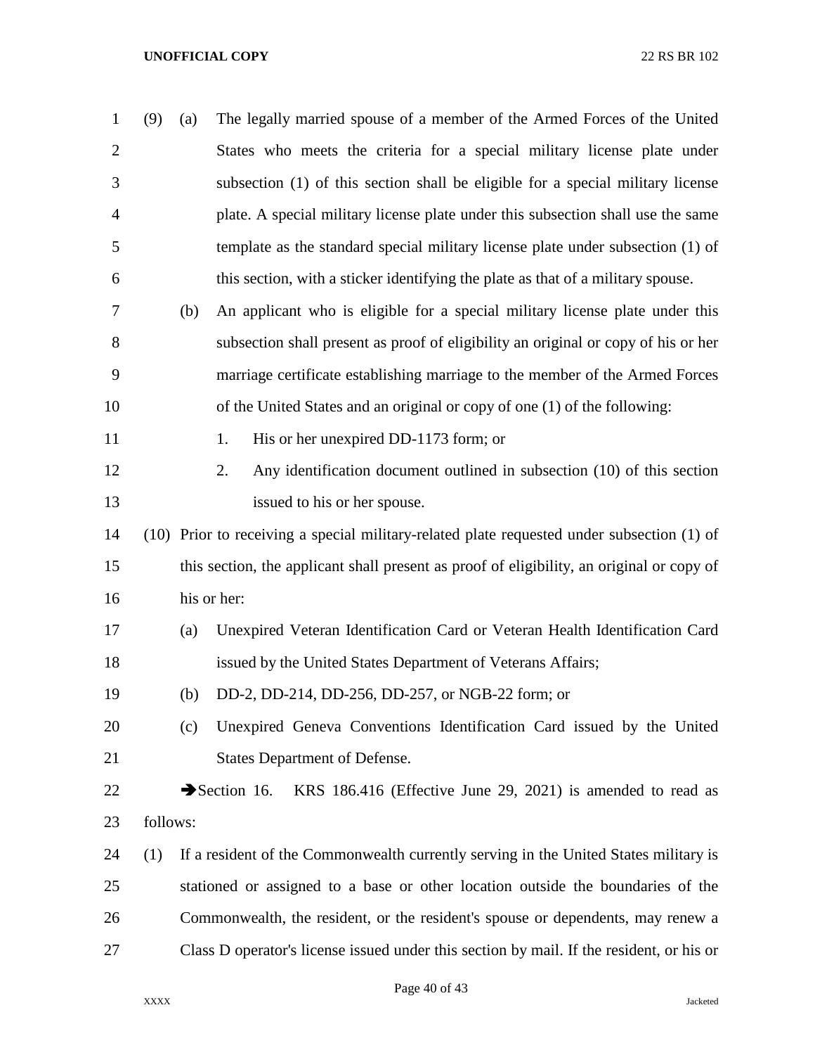(9) (a) The legally married spouse of a member of the Armed Forces of the United States who meets the criteria for a special military license plate under subsection (1) of this section shall be eligible for a special military license plate. A special military license plate under this subsection shall use the same template as the standard special military license plate under subsection (1) of this section, with a sticker identifying the plate as that of a military spouse.

(b) An applicant who is eligible for a special military license plate under this subsection shall present as proof of eligibility an original or copy of his or her marriage certificate establishing marriage to the member of the Armed Forces of the United States and an original or copy of one (1) of the following:

1. His or her unexpired DD-1173 form; or

2. Any identification document outlined in subsection (10) of this section issued to his or her spouse.

(10) Prior to receiving a special military-related plate requested under subsection (1) of this section, the applicant shall present as proof of eligibility, an original or copy of his or her:

(a) Unexpired Veteran Identification Card or Veteran Health Identification Card issued by the United States Department of Veterans Affairs;

(b) DD-2, DD-214, DD-256, DD-257, or NGB-22 form; or

(c) Unexpired Geneva Conventions Identification Card issued by the United States Department of Defense.

➔Section 16. KRS 186.416 (Effective June 29, 2021) is amended to read as follows:

(1) If a resident of the Commonwealth currently serving in the United States military is stationed or assigned to a base or other location outside the boundaries of the Commonwealth, the resident, or the resident's spouse or dependents, may renew a Class D operator's license issued under this section by mail. If the resident, or his or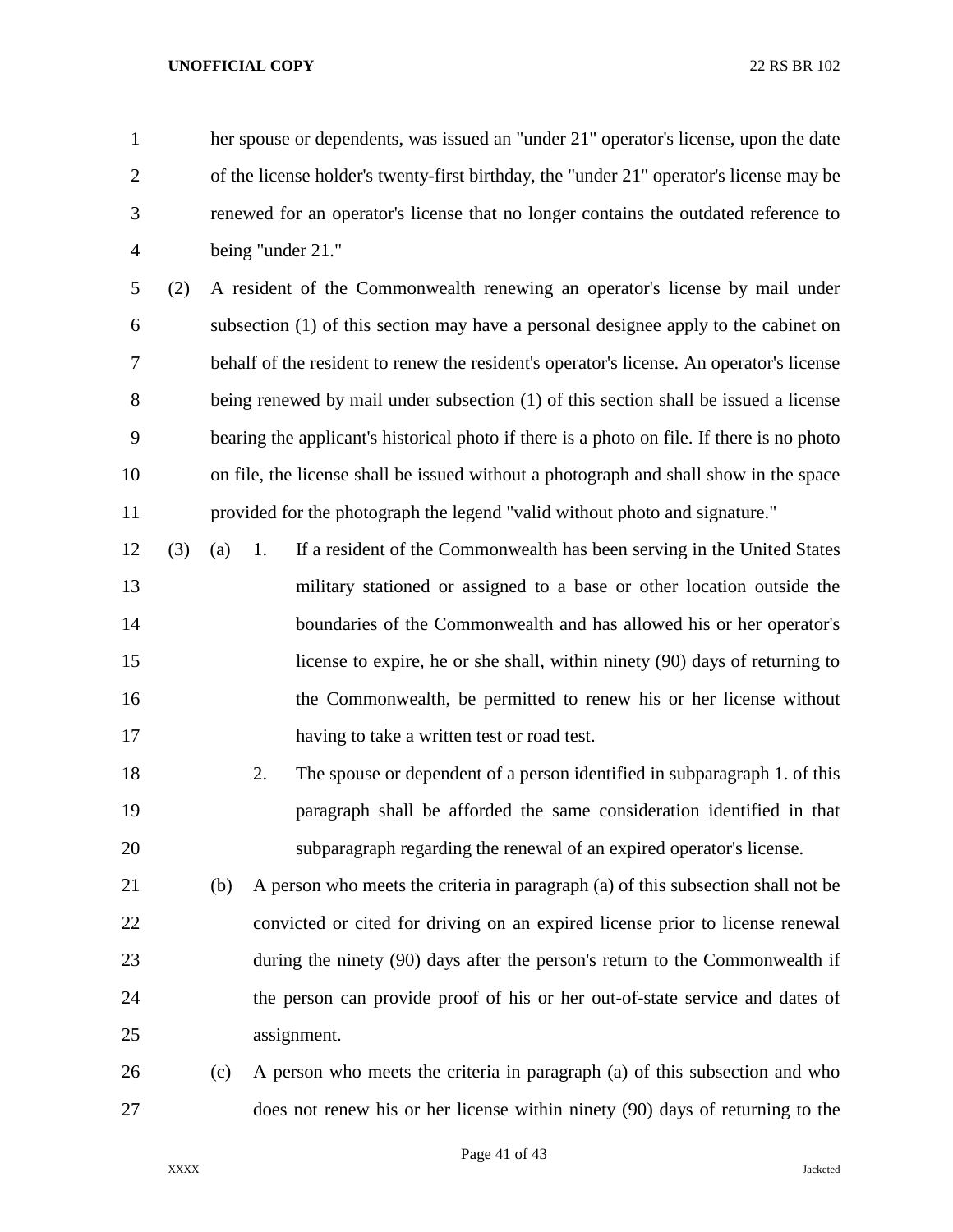her spouse or dependents, was issued an "under 21" operator's license, upon the date of the license holder's twenty-first birthday, the "under 21" operator's license may be renewed for an operator's license that no longer contains the outdated reference to being "under 21."

(2) A resident of the Commonwealth renewing an operator's license by mail under subsection (1) of this section may have a personal designee apply to the cabinet on behalf of the resident to renew the resident's operator's license. An operator's license being renewed by mail under subsection (1) of this section shall be issued a license bearing the applicant's historical photo if there is a photo on file. If there is no photo on file, the license shall be issued without a photograph and shall show in the space provided for the photograph the legend "valid without photo and signature."

(3) (a) 1. If a resident of the Commonwealth has been serving in the United States military stationed or assigned to a base or other location outside the boundaries of the Commonwealth and has allowed his or her operator's license to expire, he or she shall, within ninety (90) days of returning to the Commonwealth, be permitted to renew his or her license without having to take a written test or road test.

2. The spouse or dependent of a person identified in subparagraph 1. of this paragraph shall be afforded the same consideration identified in that subparagraph regarding the renewal of an expired operator's license.

(b) A person who meets the criteria in paragraph (a) of this subsection shall not be convicted or cited for driving on an expired license prior to license renewal during the ninety (90) days after the person's return to the Commonwealth if the person can provide proof of his or her out-of-state service and dates of assignment.

(c) A person who meets the criteria in paragraph (a) of this subsection and who does not renew his or her license within ninety (90) days of returning to the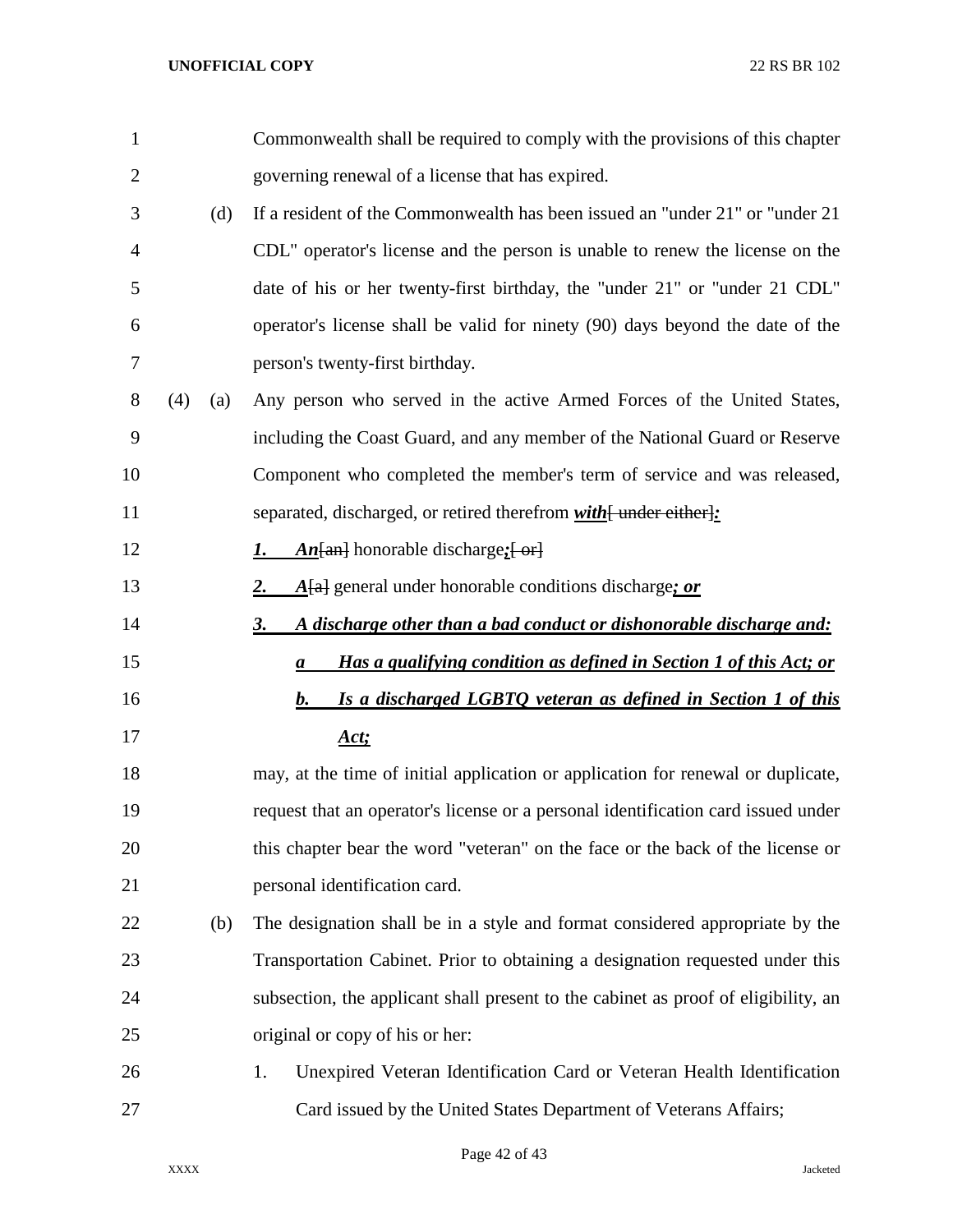Commonwealth shall be required to comply with the provisions of this chapter governing renewal of a license that has expired.

(d) If a resident of the Commonwealth has been issued an "under 21" or "under 21 CDL" operator's license and the person is unable to renew the license on the date of his or her twenty-first birthday, the "under 21" or "under 21 CDL" operator's license shall be valid for ninety (90) days beyond the date of the person's twenty-first birthday.

(4) (a) Any person who served in the active Armed Forces of the United States, including the Coast Guard, and any member of the National Guard or Reserve Component who completed the member's term of service and was released, separated, discharged, or retired therefrom ***with***[ under either]***:***

***1. An***[an] honorable discharge***;***[ or]

***2. A***[a] general under honorable conditions discharge***; or***

***3. A discharge other than a bad conduct or dishonorable discharge and:***

***a Has a qualifying condition as defined in Section 1 of this Act; or***

***b. Is a discharged LGBTQ veteran as defined in Section 1 of this Act;***

may, at the time of initial application or application for renewal or duplicate, request that an operator's license or a personal identification card issued under this chapter bear the word "veteran" on the face or the back of the license or personal identification card.

(b) The designation shall be in a style and format considered appropriate by the Transportation Cabinet. Prior to obtaining a designation requested under this subsection, the applicant shall present to the cabinet as proof of eligibility, an original or copy of his or her:

1. Unexpired Veteran Identification Card or Veteran Health Identification Card issued by the United States Department of Veterans Affairs;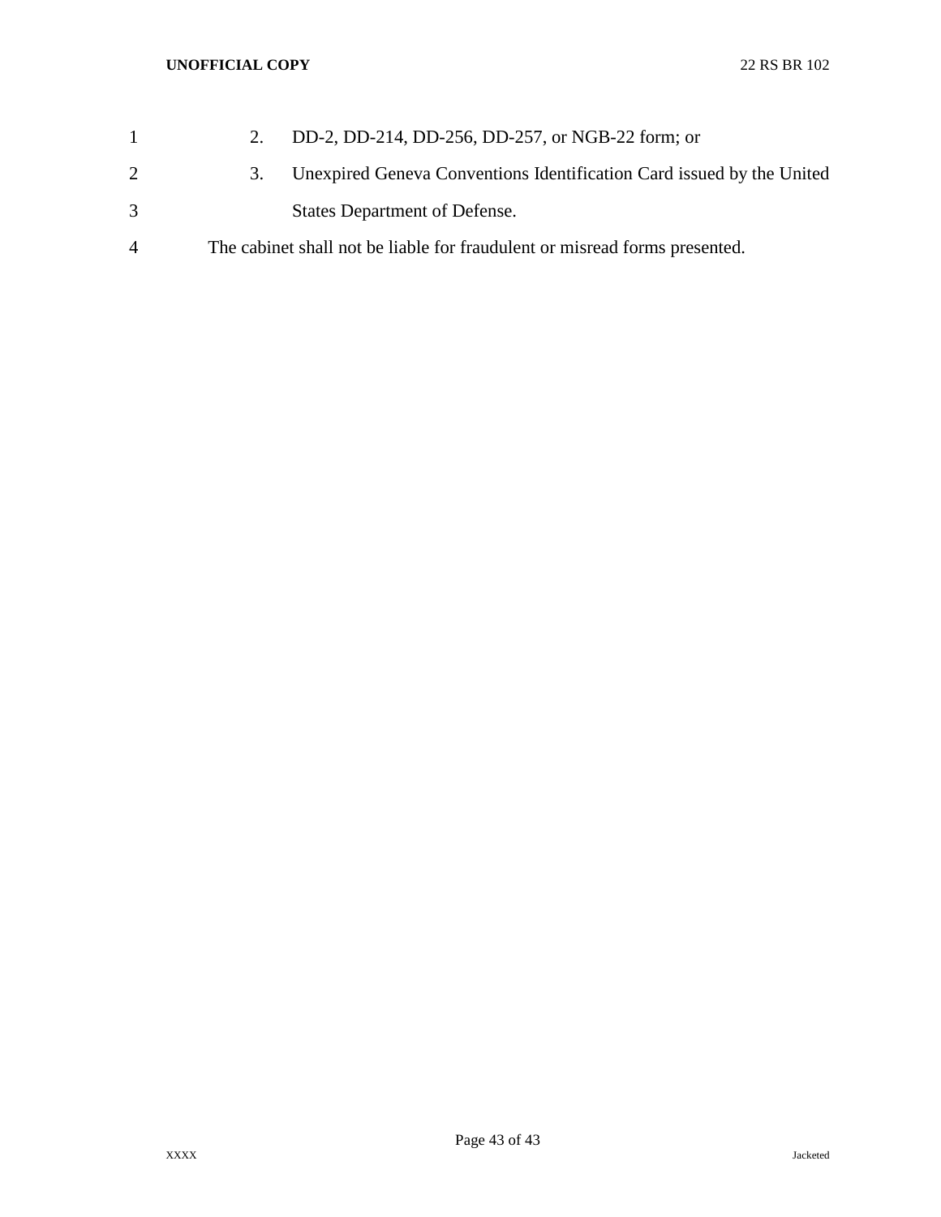2. DD-2, DD-214, DD-256, DD-257, or NGB-22 form; or

3. Unexpired Geneva Conventions Identification Card issued by the United States Department of Defense.

The cabinet shall not be liable for fraudulent or misread forms presented.